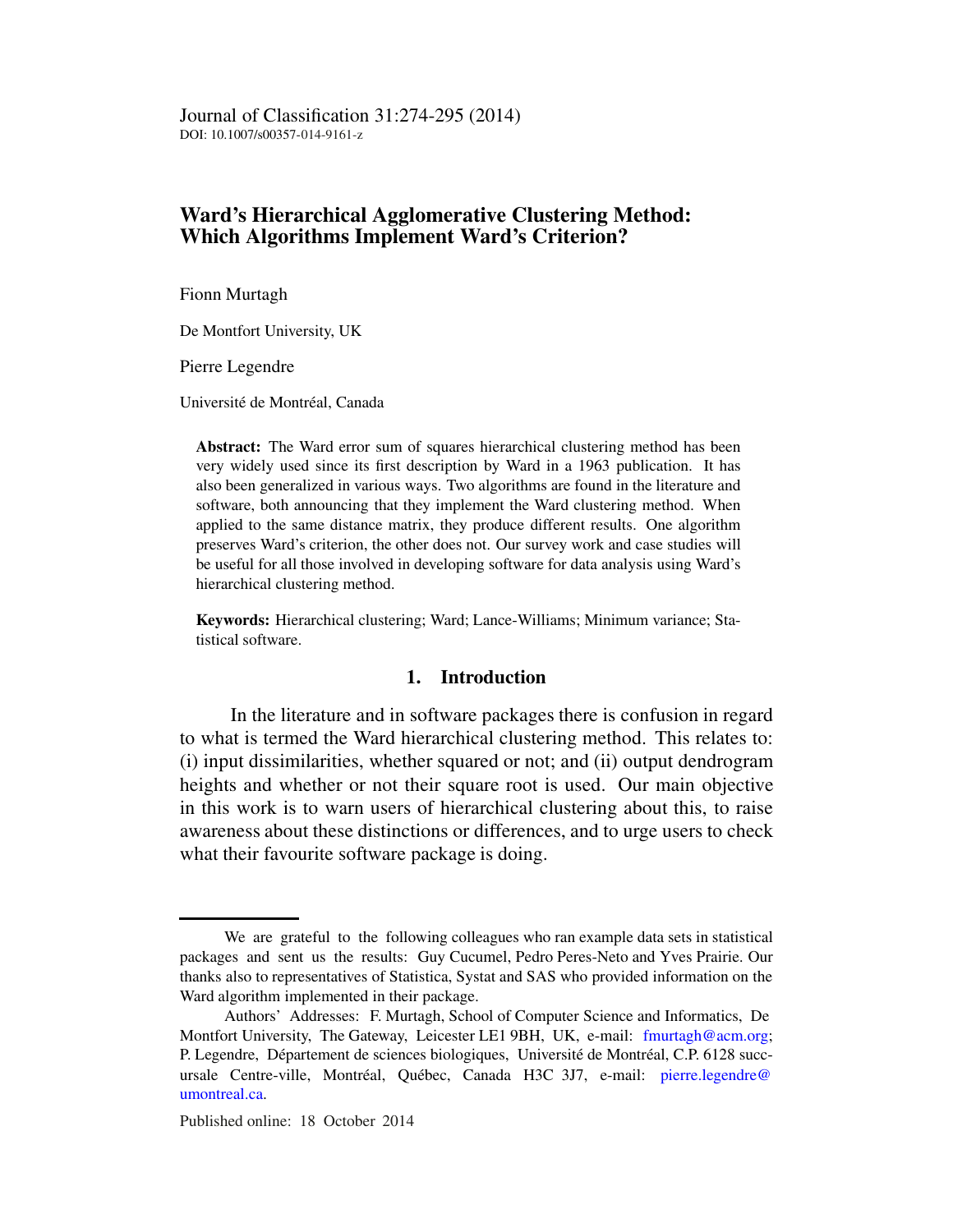Journal of Classification 31:274-295 (2014)
DOI: 10.1007/s00357-014-9161-z

# Ward's Hierarchical Agglomerative Clustering Method: Which Algorithms Implement Ward's Criterion?

Fionn Murtagh

De Montfort University, UK

Pierre Legendre

Université de Montréal, Canada

**Abstract:** The Ward error sum of squares hierarchical clustering method has been very widely used since its first description by Ward in a 1963 publication. It has also been generalized in various ways. Two algorithms are found in the literature and software, both announcing that they implement the Ward clustering method. When applied to the same distance matrix, they produce different results. One algorithm preserves Ward's criterion, the other does not. Our survey work and case studies will be useful for all those involved in developing software for data analysis using Ward's hierarchical clustering method.

**Keywords:** Hierarchical clustering; Ward; Lance-Williams; Minimum variance; Statistical software.

## 1. Introduction

In the literature and in software packages there is confusion in regard to what is termed the Ward hierarchical clustering method. This relates to: (i) input dissimilarities, whether squared or not; and (ii) output dendrogram heights and whether or not their square root is used. Our main objective in this work is to warn users of hierarchical clustering about this, to raise awareness about these distinctions or differences, and to urge users to check what their favourite software package is doing.

---

We are grateful to the following colleagues who ran example data sets in statistical packages and sent us the results: Guy Cucumel, Pedro Peres-Neto and Yves Prairie. Our thanks also to representatives of Statistica, Systat and SAS who provided information on the Ward algorithm implemented in their package.

Authors' Addresses: F. Murtagh, School of Computer Science and Informatics, De Montfort University, The Gateway, Leicester LE1 9BH, UK, e-mail: fmurtagh@acm.org; P. Legendre, Département de sciences biologiques, Université de Montréal, C.P. 6128 succursale Centre-ville, Montréal, Québec, Canada H3C 3J7, e-mail: pierre.legendre@umontreal.ca.

Published online: 18 October 2014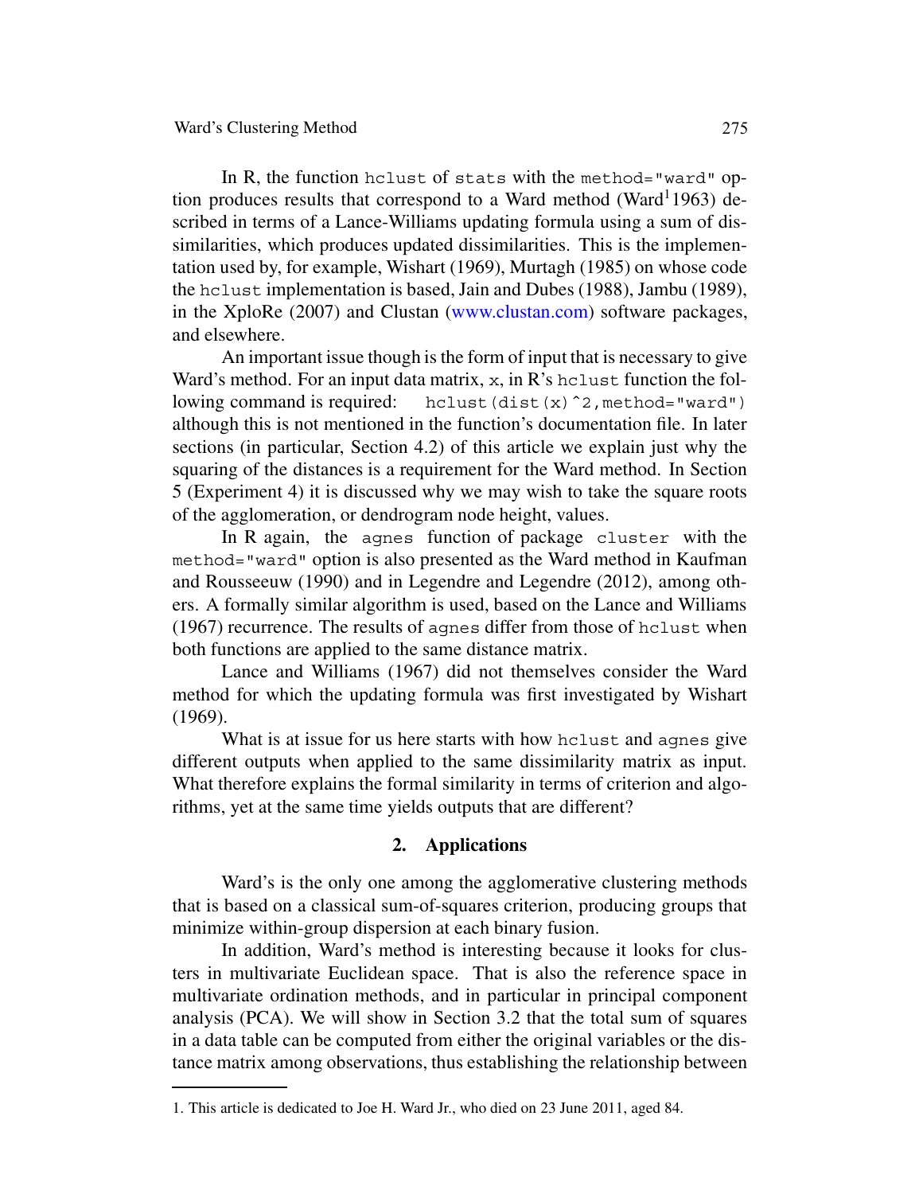In R, the function `hclust` of `stats` with the `method="ward"` option produces results that correspond to a Ward method (Ward[1] 1963) described in terms of a Lance-Williams updating formula using a sum of dissimilarities, which produces updated dissimilarities. This is the implementation used by, for example, Wishart (1969), Murtagh (1985) on whose code the `hclust` implementation is based, Jain and Dubes (1988), Jambu (1989), in the XploRe (2007) and Clustan (www.clustan.com) software packages, and elsewhere.

An important issue though is the form of input that is necessary to give Ward's method. For an input data matrix, `x`, in R's `hclust` function the following command is required: `hclust(dist(x)^2,method="ward")` although this is not mentioned in the function's documentation file. In later sections (in particular, Section 4.2) of this article we explain just why the squaring of the distances is a requirement for the Ward method. In Section 5 (Experiment 4) it is discussed why we may wish to take the square roots of the agglomeration, or dendrogram node height, values.

In R again, the `agnes` function of package `cluster` with the `method="ward"` option is also presented as the Ward method in Kaufman and Rousseeuw (1990) and in Legendre and Legendre (2012), among others. A formally similar algorithm is used, based on the Lance and Williams (1967) recurrence. The results of `agnes` differ from those of `hclust` when both functions are applied to the same distance matrix.

Lance and Williams (1967) did not themselves consider the Ward method for which the updating formula was first investigated by Wishart (1969).

What is at issue for us here starts with how `hclust` and `agnes` give different outputs when applied to the same dissimilarity matrix as input. What therefore explains the formal similarity in terms of criterion and algorithms, yet at the same time yields outputs that are different?

## 2. Applications

Ward's is the only one among the agglomerative clustering methods that is based on a classical sum-of-squares criterion, producing groups that minimize within-group dispersion at each binary fusion.

In addition, Ward's method is interesting because it looks for clusters in multivariate Euclidean space. That is also the reference space in multivariate ordination methods, and in particular in principal component analysis (PCA). We will show in Section 3.2 that the total sum of squares in a data table can be computed from either the original variables or the distance matrix among observations, thus establishing the relationship between

---

1. This article is dedicated to Joe H. Ward Jr., who died on 23 June 2011, aged 84.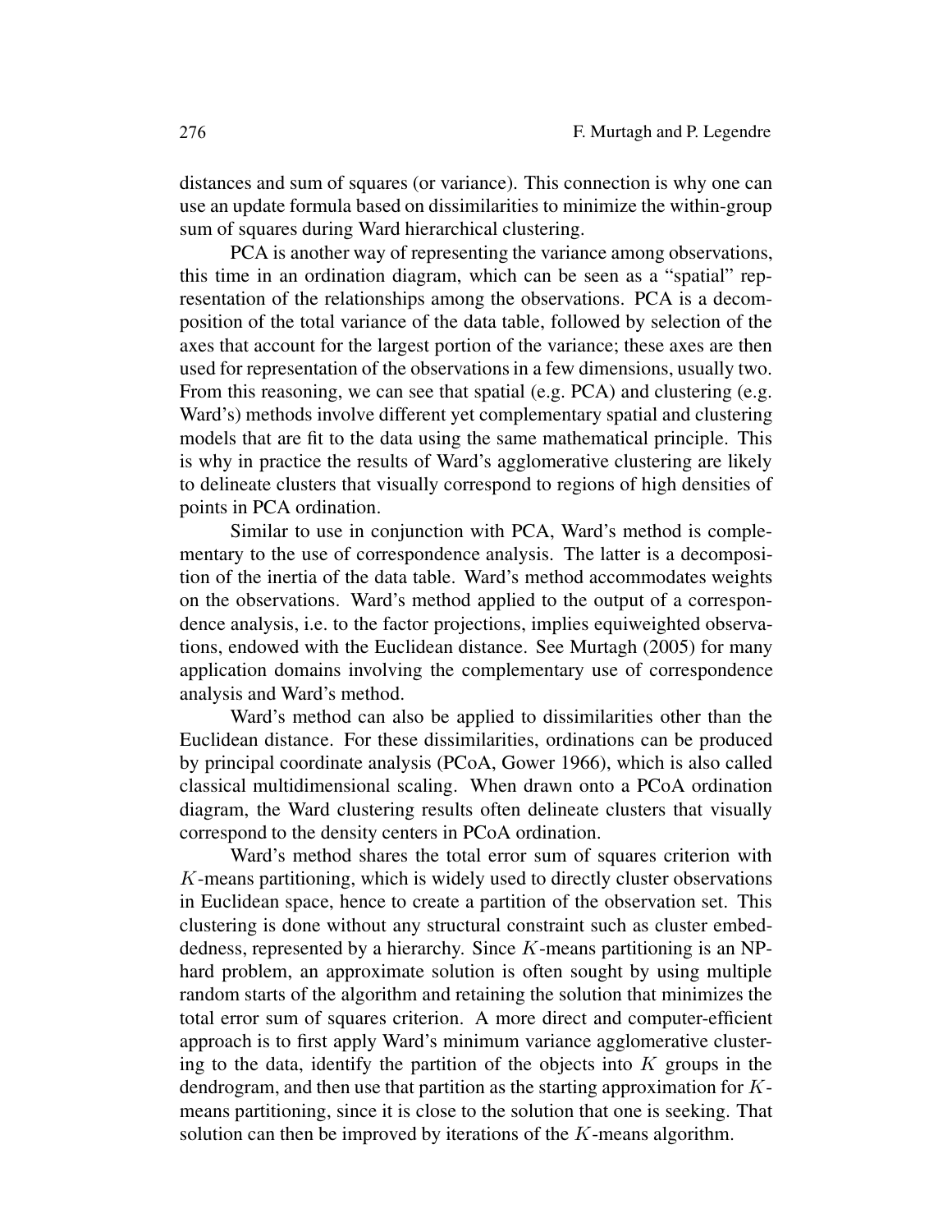distances and sum of squares (or variance). This connection is why one can use an update formula based on dissimilarities to minimize the within-group sum of squares during Ward hierarchical clustering.

PCA is another way of representing the variance among observations, this time in an ordination diagram, which can be seen as a "spatial" representation of the relationships among the observations. PCA is a decomposition of the total variance of the data table, followed by selection of the axes that account for the largest portion of the variance; these axes are then used for representation of the observations in a few dimensions, usually two. From this reasoning, we can see that spatial (e.g. PCA) and clustering (e.g. Ward's) methods involve different yet complementary spatial and clustering models that are fit to the data using the same mathematical principle. This is why in practice the results of Ward's agglomerative clustering are likely to delineate clusters that visually correspond to regions of high densities of points in PCA ordination.

Similar to use in conjunction with PCA, Ward's method is complementary to the use of correspondence analysis. The latter is a decomposition of the inertia of the data table. Ward's method accommodates weights on the observations. Ward's method applied to the output of a correspondence analysis, i.e. to the factor projections, implies equiweighted observations, endowed with the Euclidean distance. See Murtagh (2005) for many application domains involving the complementary use of correspondence analysis and Ward's method.

Ward's method can also be applied to dissimilarities other than the Euclidean distance. For these dissimilarities, ordinations can be produced by principal coordinate analysis (PCoA, Gower 1966), which is also called classical multidimensional scaling. When drawn onto a PCoA ordination diagram, the Ward clustering results often delineate clusters that visually correspond to the density centers in PCoA ordination.

Ward's method shares the total error sum of squares criterion with $K$-means partitioning, which is widely used to directly cluster observations in Euclidean space, hence to create a partition of the observation set. This clustering is done without any structural constraint such as cluster embeddedness, represented by a hierarchy. Since $K$-means partitioning is an NP-hard problem, an approximate solution is often sought by using multiple random starts of the algorithm and retaining the solution that minimizes the total error sum of squares criterion. A more direct and computer-efficient approach is to first apply Ward's minimum variance agglomerative clustering to the data, identify the partition of the objects into $K$ groups in the dendrogram, and then use that partition as the starting approximation for $K$-means partitioning, since it is close to the solution that one is seeking. That solution can then be improved by iterations of the $K$-means algorithm.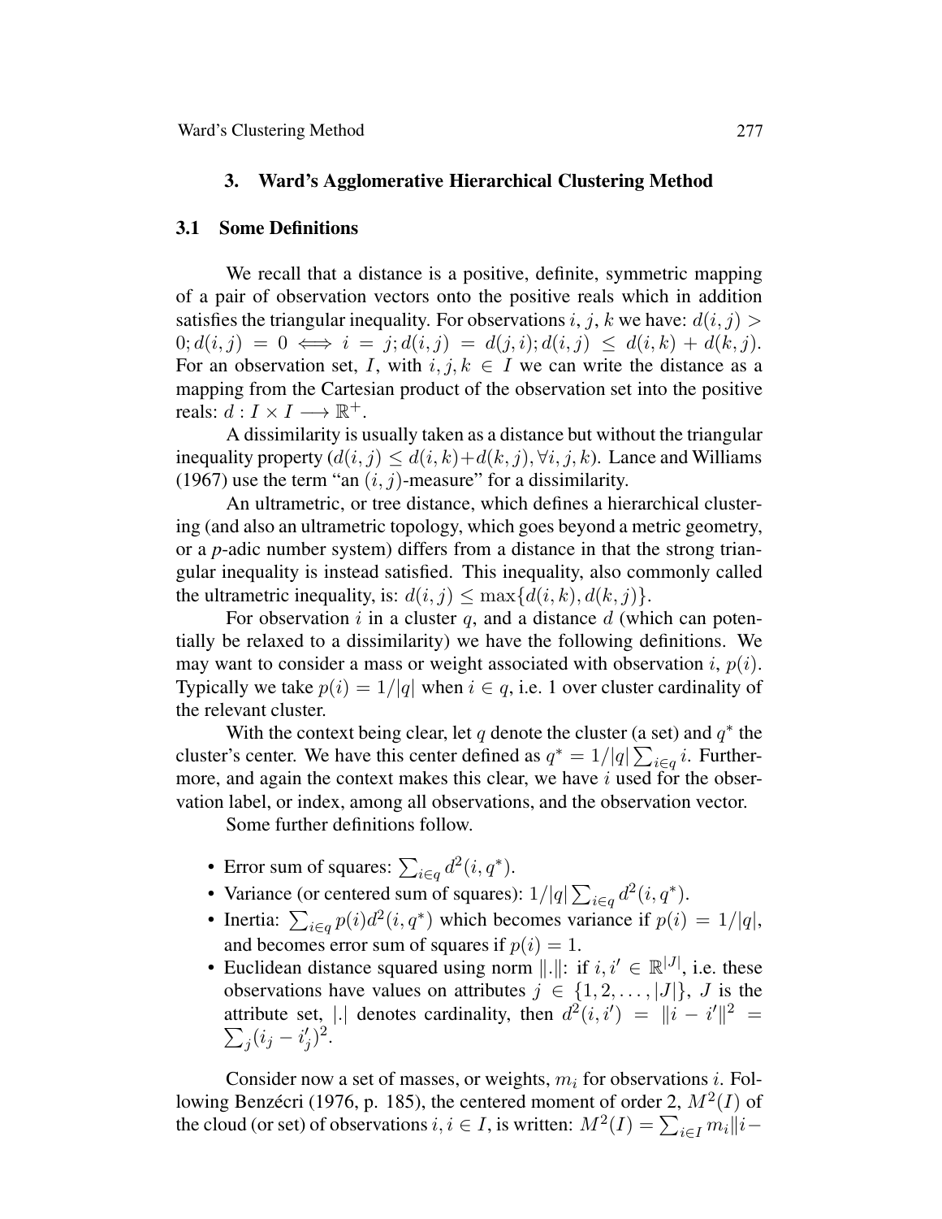## 3. Ward's Agglomerative Hierarchical Clustering Method

### 3.1 Some Definitions

We recall that a distance is a positive, definite, symmetric mapping of a pair of observation vectors onto the positive reals which in addition satisfies the triangular inequality. For observations $i, j, k$ we have: $d(i, j) > 0; d(i, j) = 0 \iff i = j; d(i, j) = d(j, i); d(i, j) \leq d(i, k) + d(k, j)$. For an observation set, $I$, with $i, j, k \in I$ we can write the distance as a mapping from the Cartesian product of the observation set into the positive reals: $d : I \times I \longrightarrow \mathbb{R}^+$.

A dissimilarity is usually taken as a distance but without the triangular inequality property ($d(i, j) \leq d(i, k)+d(k, j), \forall i, j, k$). Lance and Williams (1967) use the term "an $(i, j)$-measure" for a dissimilarity.

An ultrametric, or tree distance, which defines a hierarchical clustering (and also an ultrametric topology, which goes beyond a metric geometry, or a $p$-adic number system) differs from a distance in that the strong triangular inequality is instead satisfied. This inequality, also commonly called the ultrametric inequality, is: $d(i, j) \leq \max\{d(i, k), d(k, j)\}$.

For observation $i$ in a cluster $q$, and a distance $d$ (which can potentially be relaxed to a dissimilarity) we have the following definitions. We may want to consider a mass or weight associated with observation $i$, $p(i)$. Typically we take $p(i) = 1/|q|$ when $i \in q$, i.e. 1 over cluster cardinality of the relevant cluster.

With the context being clear, let $q$ denote the cluster (a set) and $q^*$ the cluster's center. We have this center defined as $q^* = 1/|q| \sum_{i \in q} i$. Furthermore, and again the context makes this clear, we have $i$ used for the observation label, or index, among all observations, and the observation vector.

Some further definitions follow.

- Error sum of squares: $\sum_{i \in q} d^2(i, q^*)$.
- Variance (or centered sum of squares): $1/|q| \sum_{i \in q} d^2(i, q^*)$.
- Inertia: $\sum_{i \in q} p(i)d^2(i, q^*)$ which becomes variance if $p(i) = 1/|q|$, and becomes error sum of squares if $p(i) = 1$.
- Euclidean distance squared using norm $\|.\|$: if $i, i' \in \mathbb{R}^{|J|}$, i.e. these observations have values on attributes $j \in \{1, 2, \ldots, |J|\}$, $J$ is the attribute set, $|.|$ denotes cardinality, then $d^2(i, i') = \|i - i'\|^2 = \sum_j (i_j - i'_j)^2$.

Consider now a set of masses, or weights, $m_i$ for observations $i$. Following Benzécri (1976, p. 185), the centered moment of order 2, $M^2(I)$ of the cloud (or set) of observations $i, i \in I$, is written: $M^2(I) = \sum_{i \in I} m_i \|i-$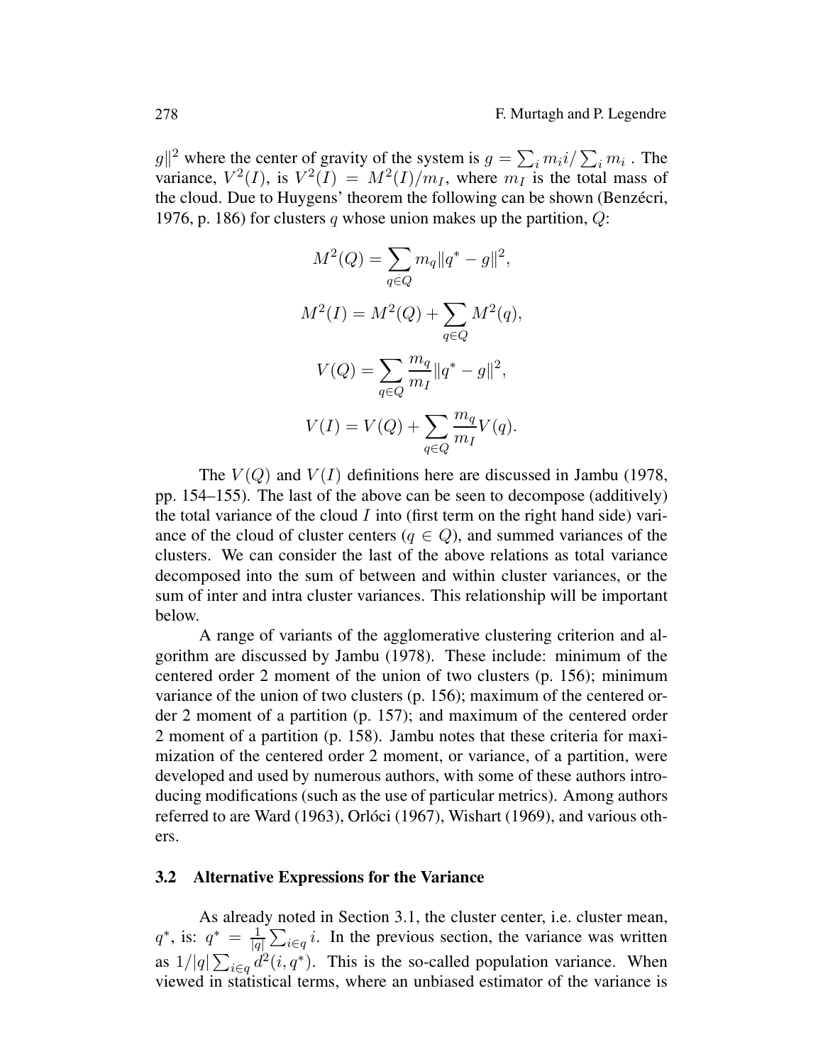$g\|^2$ where the center of gravity of the system is $g = \sum_i m_i i / \sum_i m_i$ . The variance, $V^2(I)$, is $V^2(I) = M^2(I)/m_I$, where $m_I$ is the total mass of the cloud. Due to Huygens' theorem the following can be shown (Benzécri, 1976, p. 186) for clusters $q$ whose union makes up the partition, $Q$:

$$M^2(Q) = \sum_{q \in Q} m_q \|q^* - g\|^2,$$

$$M^2(I) = M^2(Q) + \sum_{q \in Q} M^2(q),$$

$$V(Q) = \sum_{q \in Q} \frac{m_q}{m_I} \|q^* - g\|^2,$$

$$V(I) = V(Q) + \sum_{q \in Q} \frac{m_q}{m_I} V(q).$$

The $V(Q)$ and $V(I)$ definitions here are discussed in Jambu (1978, pp. 154–155). The last of the above can be seen to decompose (additively) the total variance of the cloud $I$ into (first term on the right hand side) variance of the cloud of cluster centers ($q \in Q$), and summed variances of the clusters. We can consider the last of the above relations as total variance decomposed into the sum of between and within cluster variances, or the sum of inter and intra cluster variances. This relationship will be important below.

A range of variants of the agglomerative clustering criterion and algorithm are discussed by Jambu (1978). These include: minimum of the centered order 2 moment of the union of two clusters (p. 156); minimum variance of the union of two clusters (p. 156); maximum of the centered order 2 moment of a partition (p. 157); and maximum of the centered order 2 moment of a partition (p. 158). Jambu notes that these criteria for maximization of the centered order 2 moment, or variance, of a partition, were developed and used by numerous authors, with some of these authors introducing modifications (such as the use of particular metrics). Among authors referred to are Ward (1963), Orlóci (1967), Wishart (1969), and various others.

### 3.2 Alternative Expressions for the Variance

As already noted in Section 3.1, the cluster center, i.e. cluster mean, $q^*$, is: $q^* = \frac{1}{|q|} \sum_{i \in q} i$. In the previous section, the variance was written as $1/|q| \sum_{i \in q} d^2(i, q^*)$. This is the so-called population variance. When viewed in statistical terms, where an unbiased estimator of the variance is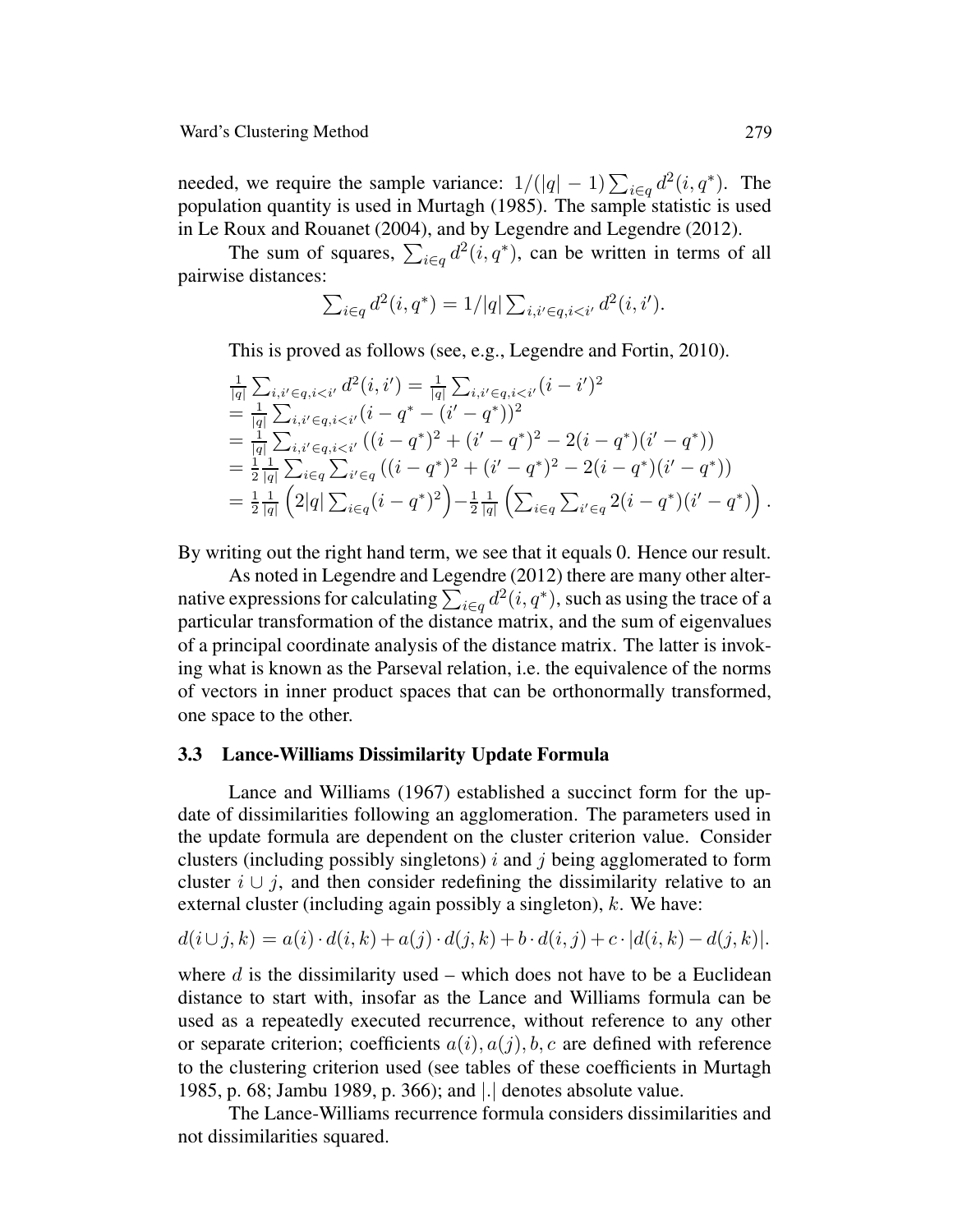needed, we require the sample variance: $1/(|q| - 1) \sum_{i \in q} d^2(i, q^*)$. The population quantity is used in Murtagh (1985). The sample statistic is used in Le Roux and Rouanet (2004), and by Legendre and Legendre (2012).

The sum of squares, $\sum_{i \in q} d^2(i, q^*)$, can be written in terms of all pairwise distances:

$$\sum_{i \in q} d^2(i, q^*) = 1/|q| \sum_{i,i' \in q, i < i'} d^2(i, i').$$

This is proved as follows (see, e.g., Legendre and Fortin, 2010).

$$\begin{aligned}
&\frac{1}{|q|} \sum_{i,i' \in q, i<i'} d^2(i,i') = \frac{1}{|q|} \sum_{i,i' \in q, i<i'} (i - i')^2 \\
&= \frac{1}{|q|} \sum_{i,i' \in q, i<i'} (i - q^* - (i' - q^*))^2 \\
&= \frac{1}{|q|} \sum_{i,i' \in q, i<i'} \left((i - q^*)^2 + (i' - q^*)^2 - 2(i - q^*)(i' - q^*)\right) \\
&= \frac{1}{2} \frac{1}{|q|} \sum_{i \in q} \sum_{i' \in q} \left((i - q^*)^2 + (i' - q^*)^2 - 2(i - q^*)(i' - q^*)\right) \\
&= \frac{1}{2} \frac{1}{|q|} \left(2|q| \sum_{i \in q} (i - q^*)^2\right) - \frac{1}{2} \frac{1}{|q|} \left(\sum_{i \in q} \sum_{i' \in q} 2(i - q^*)(i' - q^*)\right).
\end{aligned}$$

By writing out the right hand term, we see that it equals 0. Hence our result.

As noted in Legendre and Legendre (2012) there are many other alternative expressions for calculating $\sum_{i \in q} d^2(i, q^*)$, such as using the trace of a particular transformation of the distance matrix, and the sum of eigenvalues of a principal coordinate analysis of the distance matrix. The latter is invoking what is known as the Parseval relation, i.e. the equivalence of the norms of vectors in inner product spaces that can be orthonormally transformed, one space to the other.

### 3.3 Lance-Williams Dissimilarity Update Formula

Lance and Williams (1967) established a succinct form for the update of dissimilarities following an agglomeration. The parameters used in the update formula are dependent on the cluster criterion value. Consider clusters (including possibly singletons) $i$ and $j$ being agglomerated to form cluster $i \cup j$, and then consider redefining the dissimilarity relative to an external cluster (including again possibly a singleton), $k$. We have:

$$d(i \cup j, k) = a(i) \cdot d(i, k) + a(j) \cdot d(j, k) + b \cdot d(i, j) + c \cdot |d(i, k) - d(j, k)|.$$

where $d$ is the dissimilarity used – which does not have to be a Euclidean distance to start with, insofar as the Lance and Williams formula can be used as a repeatedly executed recurrence, without reference to any other or separate criterion; coefficients $a(i), a(j), b, c$ are defined with reference to the clustering criterion used (see tables of these coefficients in Murtagh 1985, p. 68; Jambu 1989, p. 366); and $|.|$ denotes absolute value.

The Lance-Williams recurrence formula considers dissimilarities and not dissimilarities squared.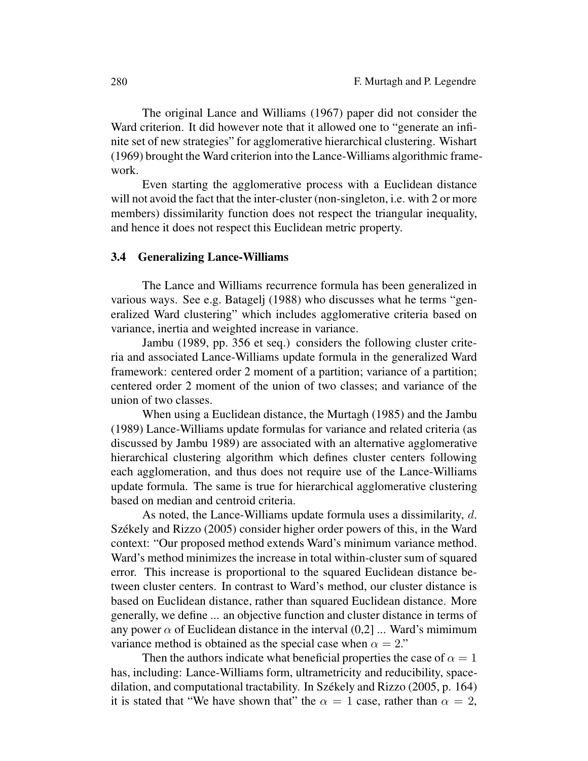The original Lance and Williams (1967) paper did not consider the Ward criterion. It did however note that it allowed one to "generate an infinite set of new strategies" for agglomerative hierarchical clustering. Wishart (1969) brought the Ward criterion into the Lance-Williams algorithmic framework.

Even starting the agglomerative process with a Euclidean distance will not avoid the fact that the inter-cluster (non-singleton, i.e. with 2 or more members) dissimilarity function does not respect the triangular inequality, and hence it does not respect this Euclidean metric property.

### 3.4 Generalizing Lance-Williams

The Lance and Williams recurrence formula has been generalized in various ways. See e.g. Batagelj (1988) who discusses what he terms "generalized Ward clustering" which includes agglomerative criteria based on variance, inertia and weighted increase in variance.

Jambu (1989, pp. 356 et seq.) considers the following cluster criteria and associated Lance-Williams update formula in the generalized Ward framework: centered order 2 moment of a partition; variance of a partition; centered order 2 moment of the union of two classes; and variance of the union of two classes.

When using a Euclidean distance, the Murtagh (1985) and the Jambu (1989) Lance-Williams update formulas for variance and related criteria (as discussed by Jambu 1989) are associated with an alternative agglomerative hierarchical clustering algorithm which defines cluster centers following each agglomeration, and thus does not require use of the Lance-Williams update formula. The same is true for hierarchical agglomerative clustering based on median and centroid criteria.

As noted, the Lance-Williams update formula uses a dissimilarity, $d$. Székely and Rizzo (2005) consider higher order powers of this, in the Ward context: "Our proposed method extends Ward's minimum variance method. Ward's method minimizes the increase in total within-cluster sum of squared error. This increase is proportional to the squared Euclidean distance between cluster centers. In contrast to Ward's method, our cluster distance is based on Euclidean distance, rather than squared Euclidean distance. More generally, we define ... an objective function and cluster distance in terms of any power $\alpha$ of Euclidean distance in the interval (0,2] ... Ward's mimimum variance method is obtained as the special case when $\alpha = 2$."

Then the authors indicate what beneficial properties the case of $\alpha = 1$ has, including: Lance-Williams form, ultrametricity and reducibility, space-dilation, and computational tractability. In Székely and Rizzo (2005, p. 164) it is stated that "We have shown that" the $\alpha = 1$ case, rather than $\alpha = 2$,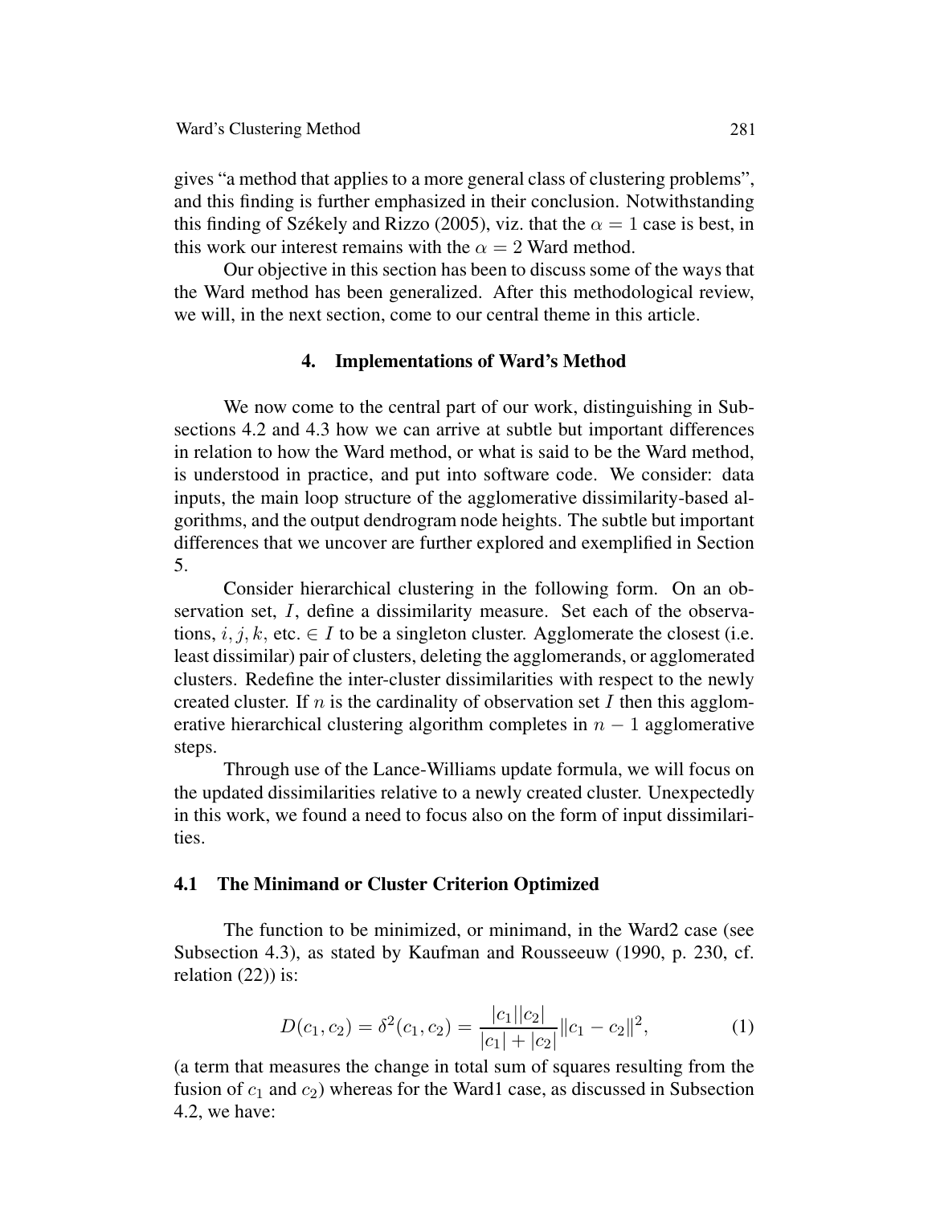gives "a method that applies to a more general class of clustering problems", and this finding is further emphasized in their conclusion. Notwithstanding this finding of Székely and Rizzo (2005), viz. that the $\alpha = 1$ case is best, in this work our interest remains with the $\alpha = 2$ Ward method.

Our objective in this section has been to discuss some of the ways that the Ward method has been generalized. After this methodological review, we will, in the next section, come to our central theme in this article.

## 4. Implementations of Ward's Method

We now come to the central part of our work, distinguishing in Subsections 4.2 and 4.3 how we can arrive at subtle but important differences in relation to how the Ward method, or what is said to be the Ward method, is understood in practice, and put into software code. We consider: data inputs, the main loop structure of the agglomerative dissimilarity-based algorithms, and the output dendrogram node heights. The subtle but important differences that we uncover are further explored and exemplified in Section 5.

Consider hierarchical clustering in the following form. On an observation set, $I$, define a dissimilarity measure. Set each of the observations, $i, j, k$, etc. $\in I$ to be a singleton cluster. Agglomerate the closest (i.e. least dissimilar) pair of clusters, deleting the agglomerands, or agglomerated clusters. Redefine the inter-cluster dissimilarities with respect to the newly created cluster. If $n$ is the cardinality of observation set $I$ then this agglomerative hierarchical clustering algorithm completes in $n - 1$ agglomerative steps.

Through use of the Lance-Williams update formula, we will focus on the updated dissimilarities relative to a newly created cluster. Unexpectedly in this work, we found a need to focus also on the form of input dissimilarities.

### 4.1 The Minimand or Cluster Criterion Optimized

The function to be minimized, or minimand, in the Ward2 case (see Subsection 4.3), as stated by Kaufman and Rousseeuw (1990, p. 230, cf. relation (22)) is:

$$D(c_1, c_2) = \delta^2(c_1, c_2) = \frac{|c_1||c_2|}{|c_1| + |c_2|} \|c_1 - c_2\|^2, \tag{1}$$

(a term that measures the change in total sum of squares resulting from the fusion of $c_1$ and $c_2$) whereas for the Ward1 case, as discussed in Subsection 4.2, we have: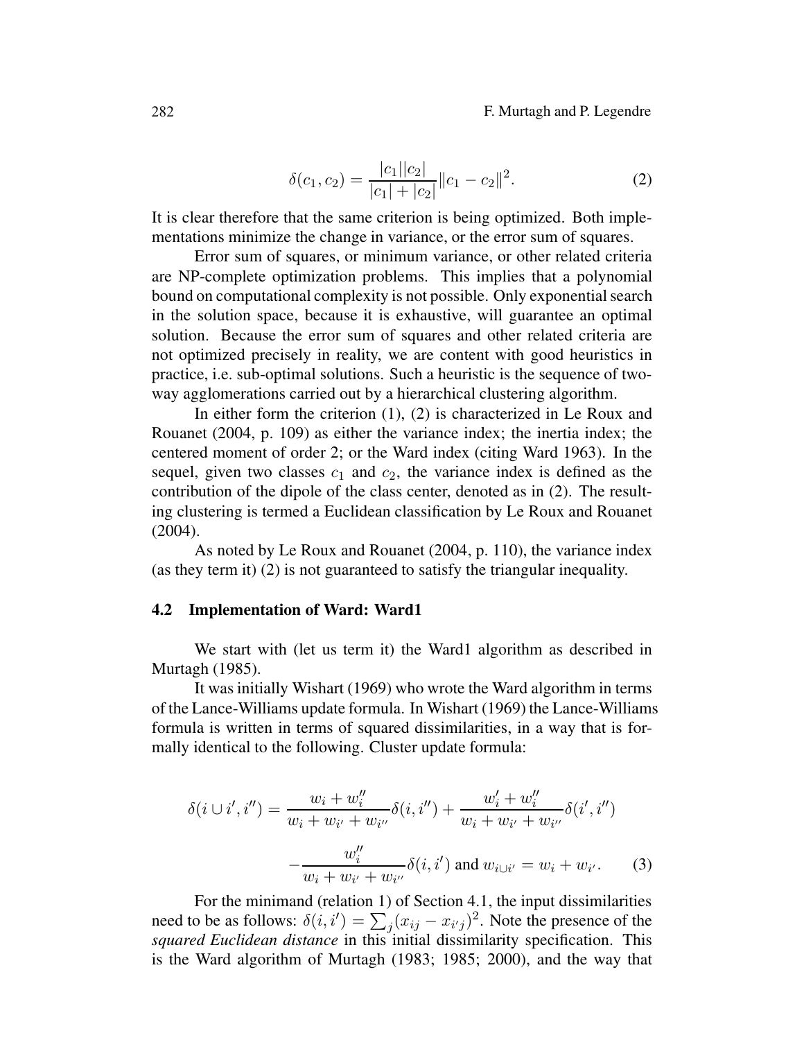$$\delta(c_1, c_2) = \frac{|c_1||c_2|}{|c_1| + |c_2|} \|c_1 - c_2\|^2. \tag{2}$$

It is clear therefore that the same criterion is being optimized. Both implementations minimize the change in variance, or the error sum of squares.

Error sum of squares, or minimum variance, or other related criteria are NP-complete optimization problems. This implies that a polynomial bound on computational complexity is not possible. Only exponential search in the solution space, because it is exhaustive, will guarantee an optimal solution. Because the error sum of squares and other related criteria are not optimized precisely in reality, we are content with good heuristics in practice, i.e. sub-optimal solutions. Such a heuristic is the sequence of two-way agglomerations carried out by a hierarchical clustering algorithm.

In either form the criterion (1), (2) is characterized in Le Roux and Rouanet (2004, p. 109) as either the variance index; the inertia index; the centered moment of order 2; or the Ward index (citing Ward 1963). In the sequel, given two classes $c_1$ and $c_2$, the variance index is defined as the contribution of the dipole of the class center, denoted as in (2). The resulting clustering is termed a Euclidean classification by Le Roux and Rouanet (2004).

As noted by Le Roux and Rouanet (2004, p. 110), the variance index (as they term it) (2) is not guaranteed to satisfy the triangular inequality.

### 4.2 Implementation of Ward: Ward1

We start with (let us term it) the Ward1 algorithm as described in Murtagh (1985).

It was initially Wishart (1969) who wrote the Ward algorithm in terms of the Lance-Williams update formula. In Wishart (1969) the Lance-Williams formula is written in terms of squared dissimilarities, in a way that is formally identical to the following. Cluster update formula:

$$\delta(i \cup i', i'') = \frac{w_i + w_i''}{w_i + w_{i'} + w_{i''}} \delta(i, i'') + \frac{w_i' + w_i''}{w_i + w_{i'} + w_{i''}} \delta(i', i'')$$

$$- \frac{w_i''}{w_i + w_{i'} + w_{i''}} \delta(i, i') \text{ and } w_{i \cup i'} = w_i + w_{i'}. \tag{3}$$

For the minimand (relation 1) of Section 4.1, the input dissimilarities need to be as follows: $\delta(i, i') = \sum_j (x_{ij} - x_{i'j})^2$. Note the presence of the *squared Euclidean distance* in this initial dissimilarity specification. This is the Ward algorithm of Murtagh (1983; 1985; 2000), and the way that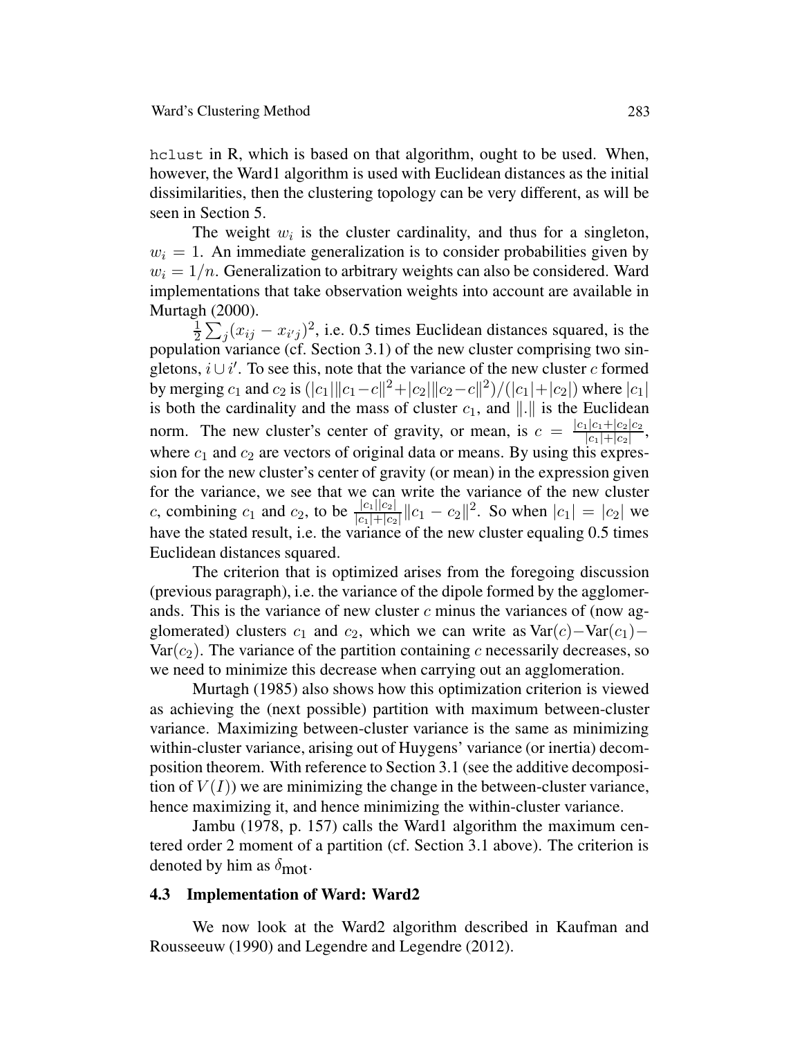hclust in R, which is based on that algorithm, ought to be used. When, however, the Ward1 algorithm is used with Euclidean distances as the initial dissimilarities, then the clustering topology can be very different, as will be seen in Section 5.

The weight $w_i$ is the cluster cardinality, and thus for a singleton, $w_i = 1$. An immediate generalization is to consider probabilities given by $w_i = 1/n$. Generalization to arbitrary weights can also be considered. Ward implementations that take observation weights into account are available in Murtagh (2000).

$\frac{1}{2}\sum_j (x_{ij} - x_{i'j})^2$, i.e. 0.5 times Euclidean distances squared, is the population variance (cf. Section 3.1) of the new cluster comprising two singletons, $i \cup i'$. To see this, note that the variance of the new cluster $c$ formed by merging $c_1$ and $c_2$ is $(|c_1|\|c_1 - c\|^2 + |c_2|\|c_2 - c\|^2)/(|c_1| + |c_2|)$ where $|c_1|$ is both the cardinality and the mass of cluster $c_1$, and $\|.\|$ is the Euclidean norm. The new cluster's center of gravity, or mean, is $c = \frac{|c_1|c_1 + |c_2|c_2}{|c_1| + |c_2|}$, where $c_1$ and $c_2$ are vectors of original data or means. By using this expression for the new cluster's center of gravity (or mean) in the expression given for the variance, we see that we can write the variance of the new cluster $c$, combining $c_1$ and $c_2$, to be $\frac{|c_1||c_2|}{|c_1|+|c_2|}\|c_1 - c_2\|^2$. So when $|c_1| = |c_2|$ we have the stated result, i.e. the variance of the new cluster equaling 0.5 times Euclidean distances squared.

The criterion that is optimized arises from the foregoing discussion (previous paragraph), i.e. the variance of the dipole formed by the agglomerands. This is the variance of new cluster $c$ minus the variances of (now agglomerated) clusters $c_1$ and $c_2$, which we can write as $\text{Var}(c) - \text{Var}(c_1) - \text{Var}(c_2)$. The variance of the partition containing $c$ necessarily decreases, so we need to minimize this decrease when carrying out an agglomeration.

Murtagh (1985) also shows how this optimization criterion is viewed as achieving the (next possible) partition with maximum between-cluster variance. Maximizing between-cluster variance is the same as minimizing within-cluster variance, arising out of Huygens' variance (or inertia) decomposition theorem. With reference to Section 3.1 (see the additive decomposition of $V(I)$) we are minimizing the change in the between-cluster variance, hence maximizing it, and hence minimizing the within-cluster variance.

Jambu (1978, p. 157) calls the Ward1 algorithm the maximum centered order 2 moment of a partition (cf. Section 3.1 above). The criterion is denoted by him as $\delta_{\text{mot}}$.

### 4.3 Implementation of Ward: Ward2

We now look at the Ward2 algorithm described in Kaufman and Rousseeuw (1990) and Legendre and Legendre (2012).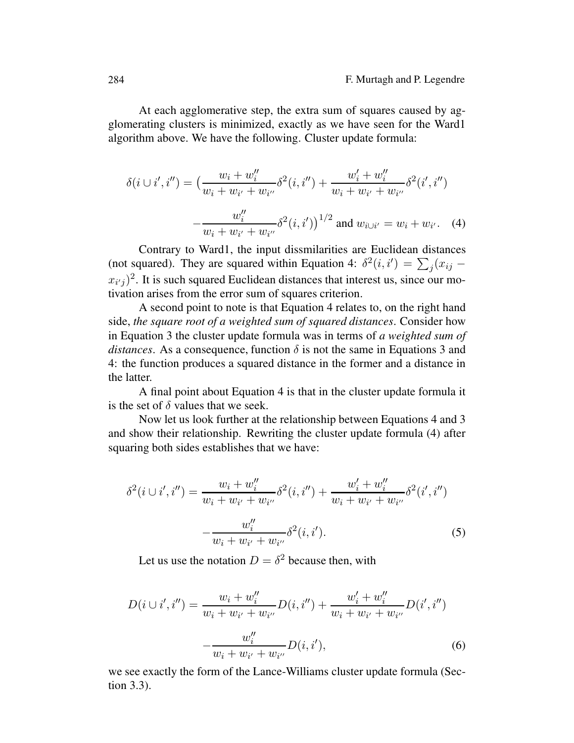At each agglomerative step, the extra sum of squares caused by agglomerating clusters is minimized, exactly as we have seen for the Ward1 algorithm above. We have the following. Cluster update formula:

$$\delta(i \cup i', i'') = \Big( \frac{w_i + w_i''}{w_i + w_{i'} + w_{i''}} \delta^2(i, i'') + \frac{w_i' + w_i''}{w_i + w_{i'} + w_{i''}} \delta^2(i', i'') - \frac{w_i''}{w_i + w_{i'} + w_{i''}} \delta^2(i, i') \Big)^{1/2} \text{ and } w_{i \cup i'} = w_i + w_{i'}. \quad (4)$$

Contrary to Ward1, the input dissmilarities are Euclidean distances (not squared). They are squared within Equation 4: $\delta^2(i, i') = \sum_j (x_{ij} - x_{i'j})^2$. It is such squared Euclidean distances that interest us, since our motivation arises from the error sum of squares criterion.

A second point to note is that Equation 4 relates to, on the right hand side, *the square root of a weighted sum of squared distances*. Consider how in Equation 3 the cluster update formula was in terms of *a weighted sum of distances*. As a consequence, function $\delta$ is not the same in Equations 3 and 4: the function produces a squared distance in the former and a distance in the latter.

A final point about Equation 4 is that in the cluster update formula it is the set of $\delta$ values that we seek.

Now let us look further at the relationship between Equations 4 and 3 and show their relationship. Rewriting the cluster update formula (4) after squaring both sides establishes that we have:

$$\delta^2(i \cup i', i'') = \frac{w_i + w_i''}{w_i + w_{i'} + w_{i''}} \delta^2(i, i'') + \frac{w_i' + w_i''}{w_i + w_{i'} + w_{i''}} \delta^2(i', i'') - \frac{w_i''}{w_i + w_{i'} + w_{i''}} \delta^2(i, i'). \quad (5)$$

Let us use the notation $D = \delta^2$ because then, with

$$D(i \cup i', i'') = \frac{w_i + w_i''}{w_i + w_{i'} + w_{i''}} D(i, i'') + \frac{w_i' + w_i''}{w_i + w_{i'} + w_{i''}} D(i', i'') - \frac{w_i''}{w_i + w_{i'} + w_{i''}} D(i, i'), \quad (6)$$

we see exactly the form of the Lance-Williams cluster update formula (Section 3.3).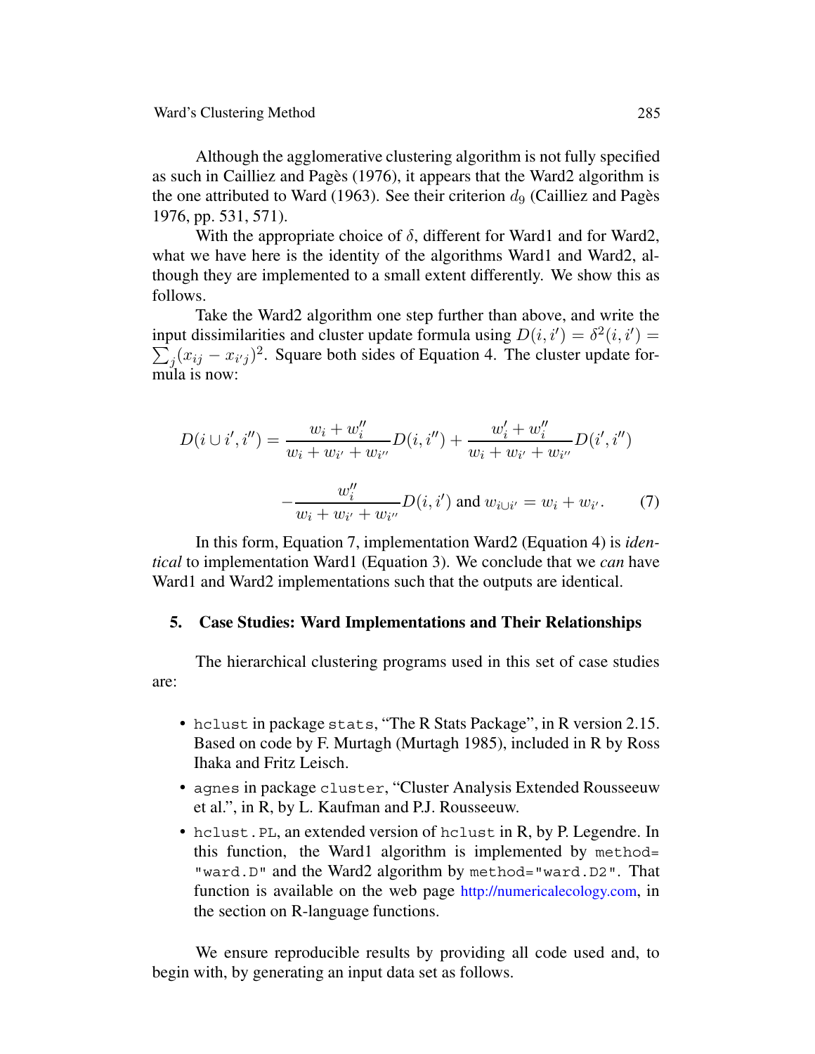Although the agglomerative clustering algorithm is not fully specified as such in Cailliez and Pagès (1976), it appears that the Ward2 algorithm is the one attributed to Ward (1963). See their criterion $d_9$ (Cailliez and Pagès 1976, pp. 531, 571).

With the appropriate choice of $\delta$, different for Ward1 and for Ward2, what we have here is the identity of the algorithms Ward1 and Ward2, although they are implemented to a small extent differently. We show this as follows.

Take the Ward2 algorithm one step further than above, and write the input dissimilarities and cluster update formula using $D(i, i') = \delta^2(i, i') = \sum_j (x_{ij} - x_{i'j})^2$. Square both sides of Equation 4. The cluster update formula is now:

$$
D(i \cup i', i'') = \frac{w_i + w_i''}{w_i + w_{i'} + w_{i''}} D(i, i'') + \frac{w_i' + w_i''}{w_i + w_{i'} + w_{i''}} D(i', i'')
$$

$$
- \frac{w_i''}{w_i + w_{i'} + w_{i''}} D(i, i') \text{ and } w_{i \cup i'} = w_i + w_{i'}. \qquad (7)
$$

In this form, Equation 7, implementation Ward2 (Equation 4) is *identical* to implementation Ward1 (Equation 3). We conclude that we *can* have Ward1 and Ward2 implementations such that the outputs are identical.

## 5. Case Studies: Ward Implementations and Their Relationships

The hierarchical clustering programs used in this set of case studies are:

- `hclust` in package `stats`, "The R Stats Package", in R version 2.15. Based on code by F. Murtagh (Murtagh 1985), included in R by Ross Ihaka and Fritz Leisch.
- `agnes` in package `cluster`, "Cluster Analysis Extended Rousseeuw et al.", in R, by L. Kaufman and P.J. Rousseeuw.
- `hclust.PL`, an extended version of `hclust` in R, by P. Legendre. In this function, the Ward1 algorithm is implemented by `method="ward.D"` and the Ward2 algorithm by `method="ward.D2"`. That function is available on the web page http://numericalecology.com, in the section on R-language functions.

We ensure reproducible results by providing all code used and, to begin with, by generating an input data set as follows.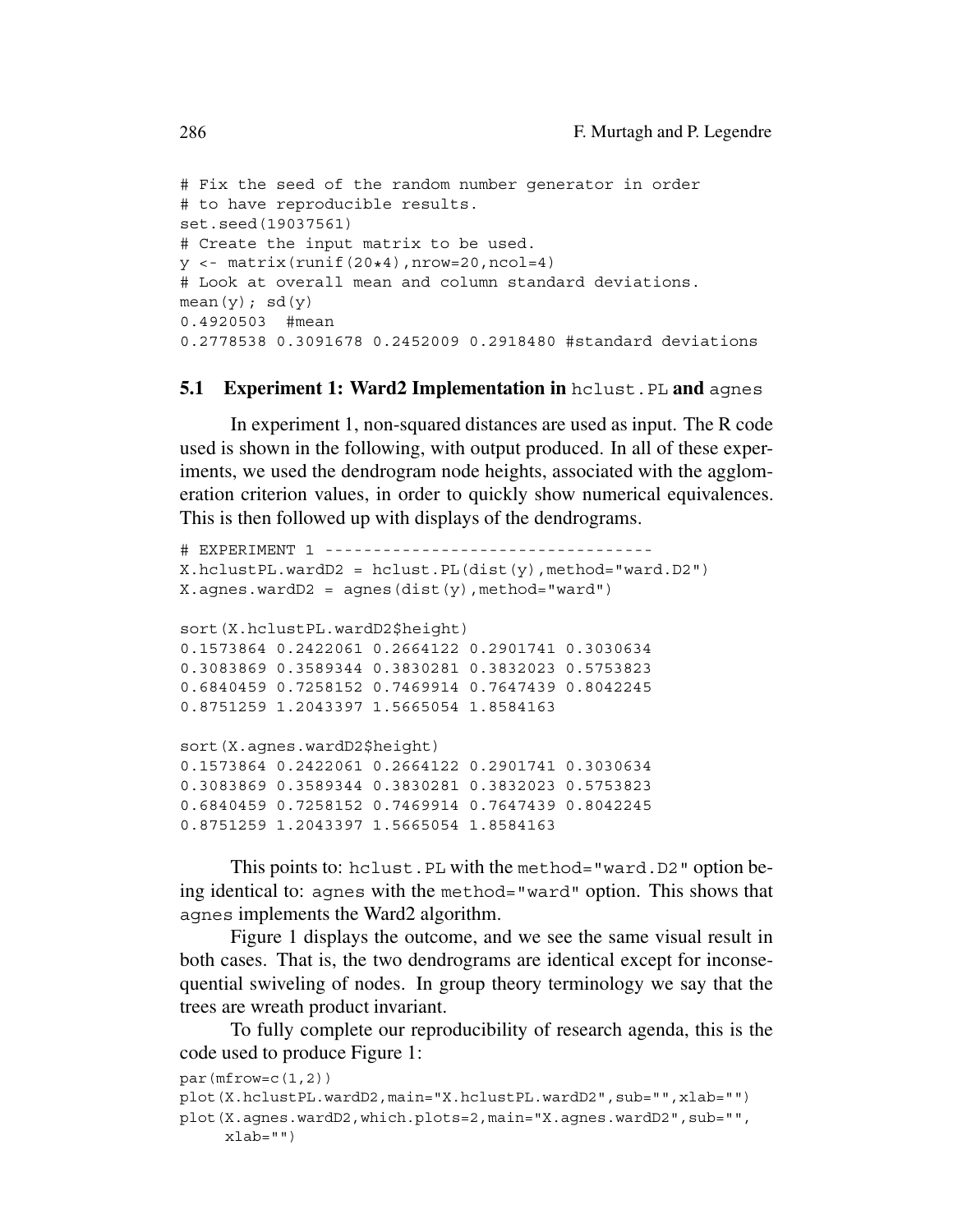```
# Fix the seed of the random number generator in order
# to have reproducible results.
set.seed(19037561)
# Create the input matrix to be used.
y <- matrix(runif(20*4),nrow=20,ncol=4)
# Look at overall mean and column standard deviations.
mean(y); sd(y)
0.4920503  #mean
0.2778538 0.3091678 0.2452009 0.2918480 #standard deviations
```

### 5.1 Experiment 1: Ward2 Implementation in `hclust.PL` and `agnes`

In experiment 1, non-squared distances are used as input. The R code used is shown in the following, with output produced. In all of these experiments, we used the dendrogram node heights, associated with the agglomeration criterion values, in order to quickly show numerical equivalences. This is then followed up with displays of the dendrograms.

```
# EXPERIMENT 1 ---------------------------------
X.hclustPL.wardD2 = hclust.PL(dist(y),method="ward.D2")
X.agnes.wardD2 = agnes(dist(y),method="ward")

sort(X.hclustPL.wardD2$height)
0.1573864 0.2422061 0.2664122 0.2901741 0.3030634
0.3083869 0.3589344 0.3830281 0.3832023 0.5753823
0.6840459 0.7258152 0.7469914 0.7647439 0.8042245
0.8751259 1.2043397 1.5665054 1.8584163

sort(X.agnes.wardD2$height)
0.1573864 0.2422061 0.2664122 0.2901741 0.3030634
0.3083869 0.3589344 0.3830281 0.3832023 0.5753823
0.6840459 0.7258152 0.7469914 0.7647439 0.8042245
0.8751259 1.2043397 1.5665054 1.8584163
```

This points to: `hclust.PL` with the `method="ward.D2"` option being identical to: `agnes` with the `method="ward"` option. This shows that `agnes` implements the Ward2 algorithm.

Figure 1 displays the outcome, and we see the same visual result in both cases. That is, the two dendrograms are identical except for inconsequential swiveling of nodes. In group theory terminology we say that the trees are wreath product invariant.

To fully complete our reproducibility of research agenda, this is the code used to produce Figure 1:

```
par(mfrow=c(1,2))
plot(X.hclustPL.wardD2,main="X.hclustPL.wardD2",sub="",xlab="")
plot(X.agnes.wardD2,which.plots=2,main="X.agnes.wardD2",sub="",
     xlab="")
```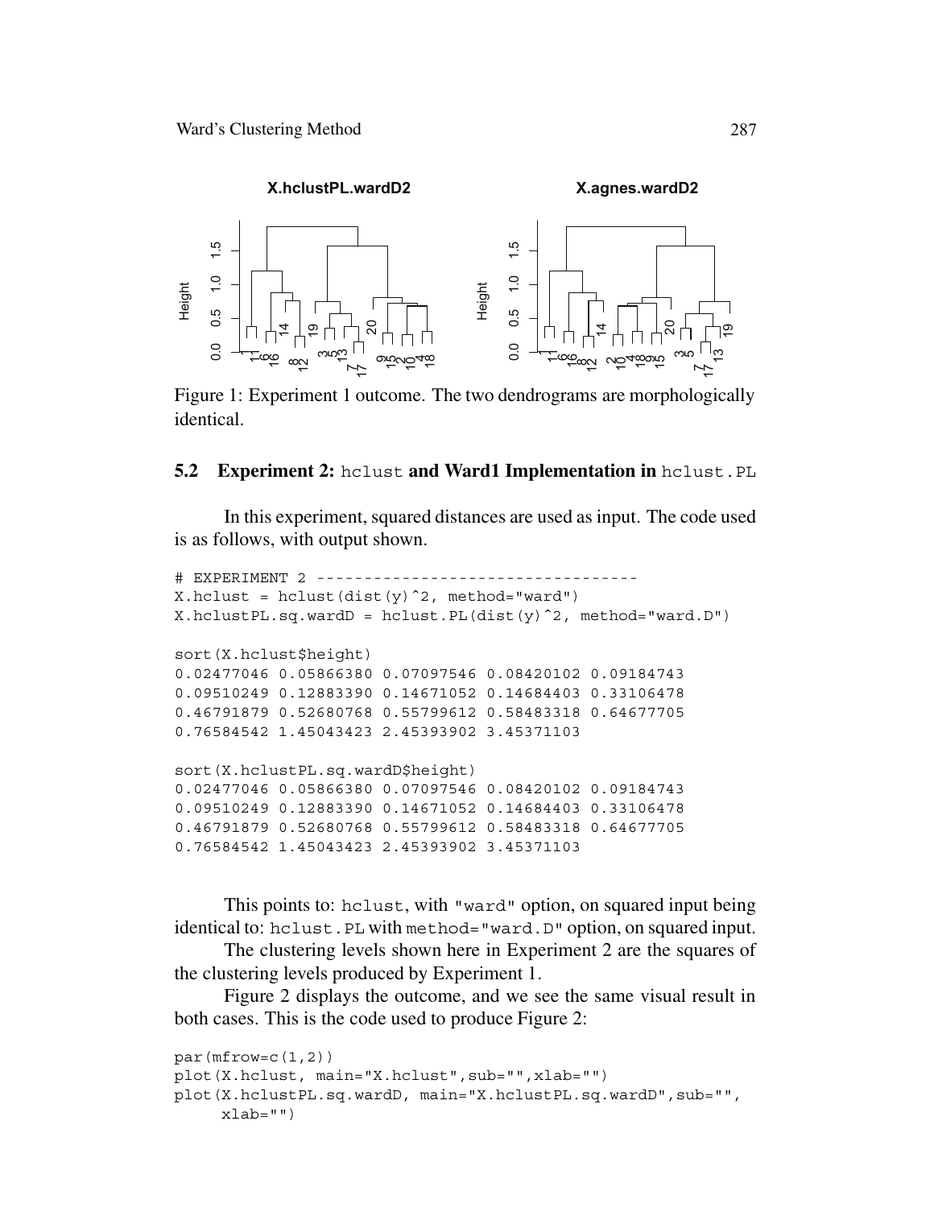Figure 1: Experiment 1 outcome. The two dendrograms are morphologically identical.

### 5.2 Experiment 2: hclust and Ward1 Implementation in hclust.PL

In this experiment, squared distances are used as input. The code used is as follows, with output shown.

```
# EXPERIMENT 2 ----------------------------------
X.hclust = hclust(dist(y)^2, method="ward")
X.hclustPL.sq.wardD = hclust.PL(dist(y)^2, method="ward.D")

sort(X.hclust$height)
0.02477046 0.05866380 0.07097546 0.08420102 0.09184743
0.09510249 0.12883390 0.14671052 0.14684403 0.33106478
0.46791879 0.52680768 0.55799612 0.58483318 0.64677705
0.76584542 1.45043423 2.45393902 3.45371103

sort(X.hclustPL.sq.wardD$height)
0.02477046 0.05866380 0.07097546 0.08420102 0.09184743
0.09510249 0.12883390 0.14671052 0.14684403 0.33106478
0.46791879 0.52680768 0.55799612 0.58483318 0.64677705
0.76584542 1.45043423 2.45393902 3.45371103
```

This points to: hclust, with "ward" option, on squared input being identical to: hclust.PL with method="ward.D" option, on squared input.

The clustering levels shown here in Experiment 2 are the squares of the clustering levels produced by Experiment 1.

Figure 2 displays the outcome, and we see the same visual result in both cases. This is the code used to produce Figure 2:

```
par(mfrow=c(1,2))
plot(X.hclust, main="X.hclust",sub="",xlab="")
plot(X.hclustPL.sq.wardD, main="X.hclustPL.sq.wardD",sub="",
     xlab="")
```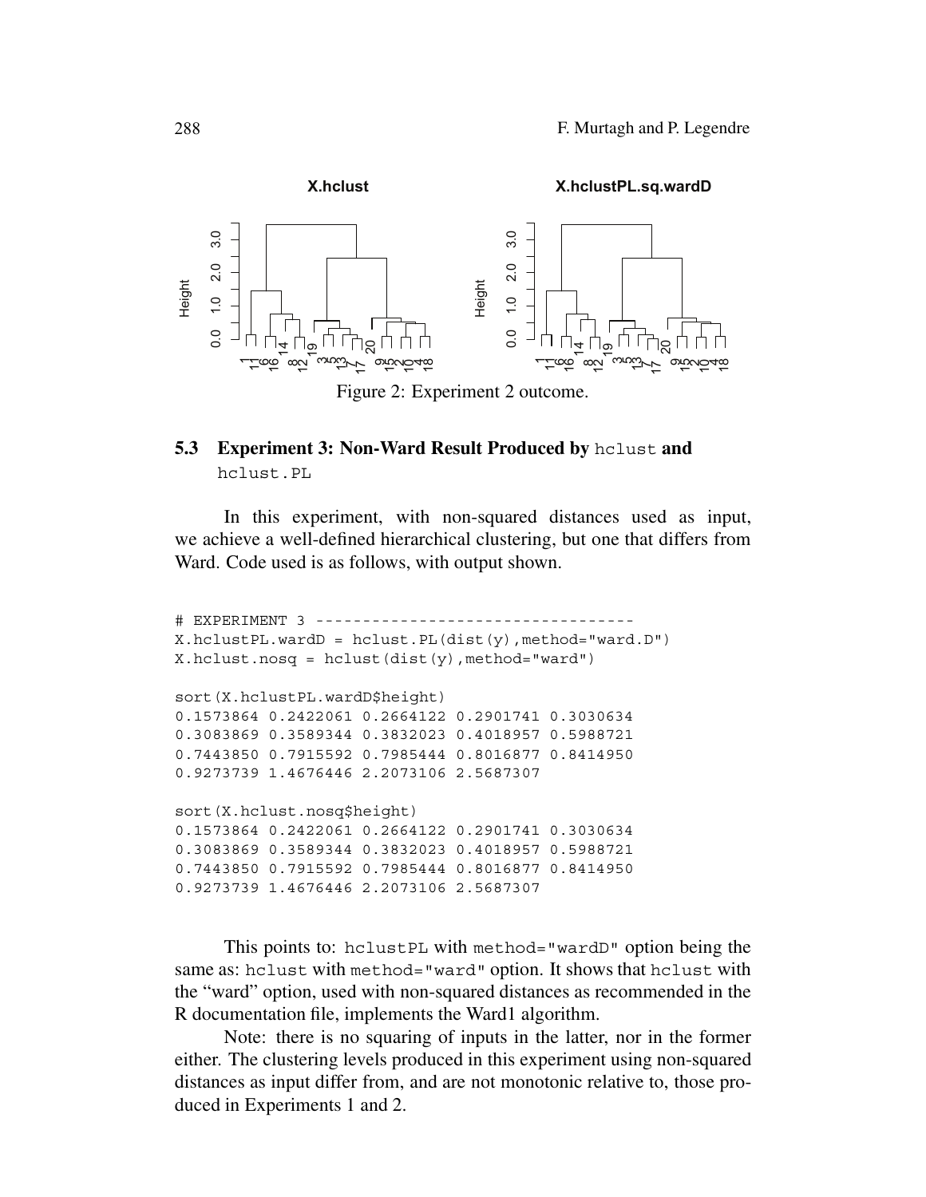Figure 2: Experiment 2 outcome.

### 5.3 Experiment 3: Non-Ward Result Produced by `hclust` and `hclust.PL`

In this experiment, with non-squared distances used as input, we achieve a well-defined hierarchical clustering, but one that differs from Ward. Code used is as follows, with output shown.

```
# EXPERIMENT 3 ----------------------------------
X.hclustPL.wardD = hclust.PL(dist(y),method="ward.D")
X.hclust.nosq = hclust(dist(y),method="ward")

sort(X.hclustPL.wardD$height)
0.1573864 0.2422061 0.2664122 0.2901741 0.3030634
0.3083869 0.3589344 0.3832023 0.4018957 0.5988721
0.7443850 0.7915592 0.7985444 0.8016877 0.8414950
0.9273739 1.4676446 2.2073106 2.5687307

sort(X.hclust.nosq$height)
0.1573864 0.2422061 0.2664122 0.2901741 0.3030634
0.3083869 0.3589344 0.3832023 0.4018957 0.5988721
0.7443850 0.7915592 0.7985444 0.8016877 0.8414950
0.9273739 1.4676446 2.2073106 2.5687307
```

This points to: `hclustPL` with `method="wardD"` option being the same as: `hclust` with `method="ward"` option. It shows that `hclust` with the "ward" option, used with non-squared distances as recommended in the R documentation file, implements the Ward1 algorithm.

Note: there is no squaring of inputs in the latter, nor in the former either. The clustering levels produced in this experiment using non-squared distances as input differ from, and are not monotonic relative to, those produced in Experiments 1 and 2.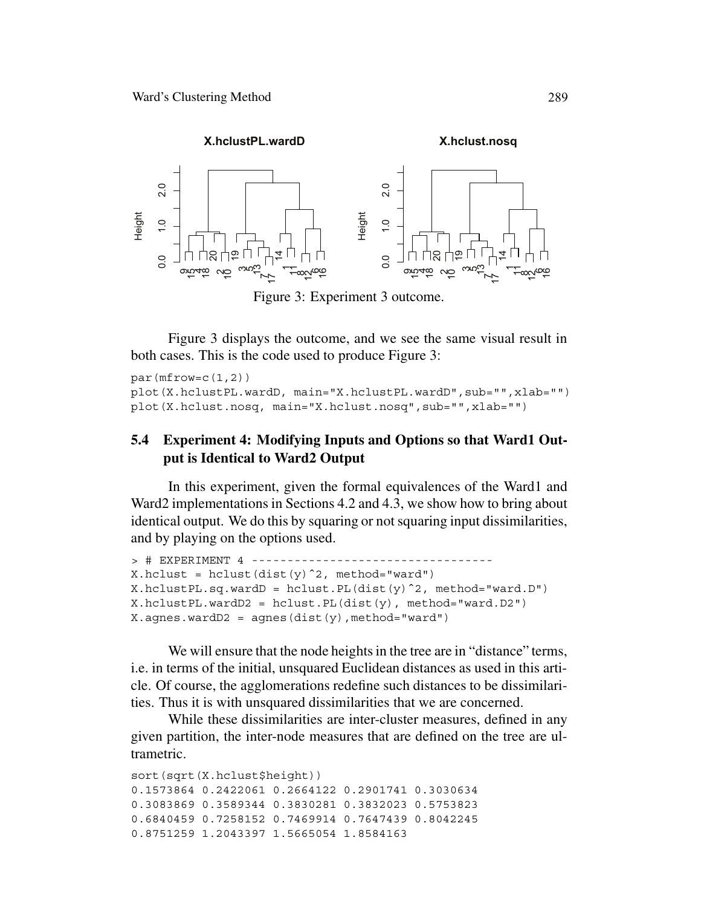Figure 3: Experiment 3 outcome.

Figure 3 displays the outcome, and we see the same visual result in both cases. This is the code used to produce Figure 3:

```
par(mfrow=c(1,2))
plot(X.hclustPL.wardD, main="X.hclustPL.wardD",sub="",xlab="")
plot(X.hclust.nosq, main="X.hclust.nosq",sub="",xlab="")
```

## 5.4 Experiment 4: Modifying Inputs and Options so that Ward1 Output is Identical to Ward2 Output

In this experiment, given the formal equivalences of the Ward1 and Ward2 implementations in Sections 4.2 and 4.3, we show how to bring about identical output. We do this by squaring or not squaring input dissimilarities, and by playing on the options used.

```
> # EXPERIMENT 4 ----------------------------------
X.hclust = hclust(dist(y)^2, method="ward")
X.hclustPL.sq.wardD = hclust.PL(dist(y)^2, method="ward.D")
X.hclustPL.wardD2 = hclust.PL(dist(y), method="ward.D2")
X.agnes.wardD2 = agnes(dist(y),method="ward")
```

We will ensure that the node heights in the tree are in "distance" terms, i.e. in terms of the initial, unsquared Euclidean distances as used in this article. Of course, the agglomerations redefine such distances to be dissimilarities. Thus it is with unsquared dissimilarities that we are concerned.

While these dissimilarities are inter-cluster measures, defined in any given partition, the inter-node measures that are defined on the tree are ultrametric.

```
sort(sqrt(X.hclust$height))
0.1573864 0.2422061 0.2664122 0.2901741 0.3030634
0.3083869 0.3589344 0.3830281 0.3832023 0.5753823
0.6840459 0.7258152 0.7469914 0.7647439 0.8042245
0.8751259 1.2043397 1.5665054 1.8584163
```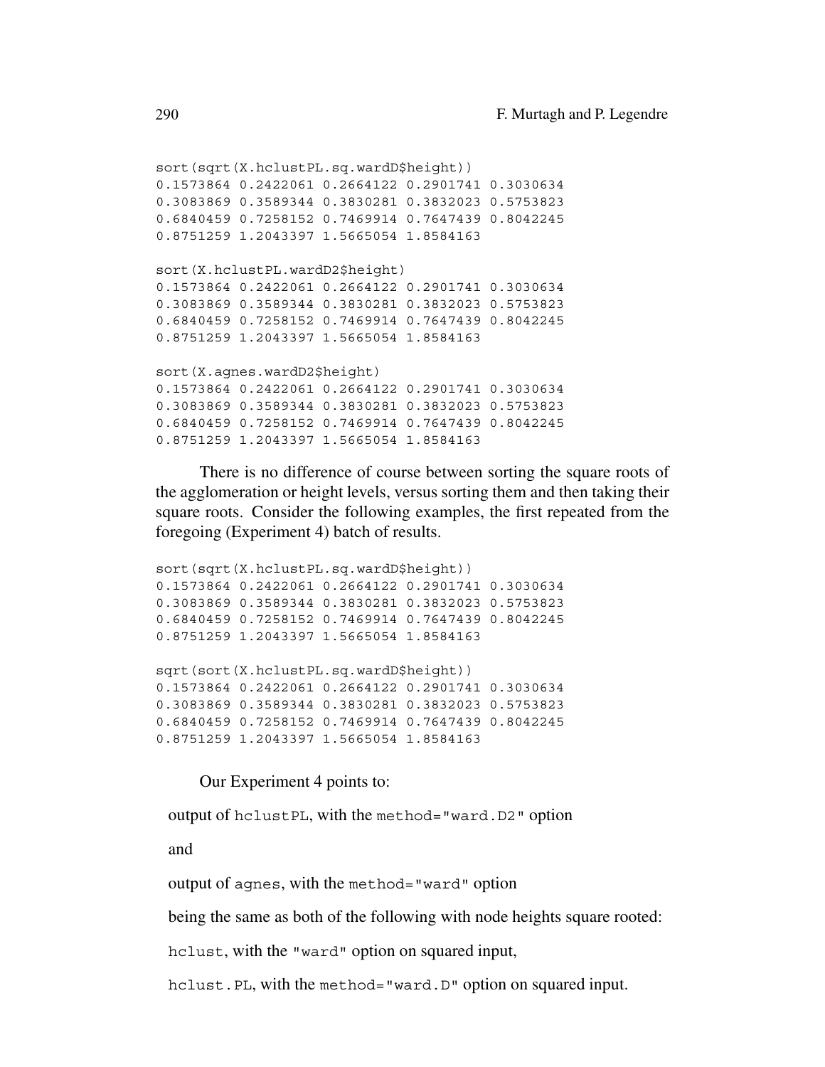```
sort(sqrt(X.hclustPL.sq.wardD$height))
0.1573864 0.2422061 0.2664122 0.2901741 0.3030634
0.3083869 0.3589344 0.3830281 0.3832023 0.5753823
0.6840459 0.7258152 0.7469914 0.7647439 0.8042245
0.8751259 1.2043397 1.5665054 1.8584163

sort(X.hclustPL.wardD2$height)
0.1573864 0.2422061 0.2664122 0.2901741 0.3030634
0.3083869 0.3589344 0.3830281 0.3832023 0.5753823
0.6840459 0.7258152 0.7469914 0.7647439 0.8042245
0.8751259 1.2043397 1.5665054 1.8584163

sort(X.agnes.wardD2$height)
0.1573864 0.2422061 0.2664122 0.2901741 0.3030634
0.3083869 0.3589344 0.3830281 0.3832023 0.5753823
0.6840459 0.7258152 0.7469914 0.7647439 0.8042245
0.8751259 1.2043397 1.5665054 1.8584163
```

There is no difference of course between sorting the square roots of the agglomeration or height levels, versus sorting them and then taking their square roots. Consider the following examples, the first repeated from the foregoing (Experiment 4) batch of results.

```
sort(sqrt(X.hclustPL.sq.wardD$height))
0.1573864 0.2422061 0.2664122 0.2901741 0.3030634
0.3083869 0.3589344 0.3830281 0.3832023 0.5753823
0.6840459 0.7258152 0.7469914 0.7647439 0.8042245
0.8751259 1.2043397 1.5665054 1.8584163

sqrt(sort(X.hclustPL.sq.wardD$height))
0.1573864 0.2422061 0.2664122 0.2901741 0.3030634
0.3083869 0.3589344 0.3830281 0.3832023 0.5753823
0.6840459 0.7258152 0.7469914 0.7647439 0.8042245
0.8751259 1.2043397 1.5665054 1.8584163
```

Our Experiment 4 points to:

output of `hclustPL`, with the `method="ward.D2"` option

and

output of `agnes`, with the `method="ward"` option

being the same as both of the following with node heights square rooted:

`hclust`, with the `"ward"` option on squared input,

`hclust.PL`, with the `method="ward.D"` option on squared input.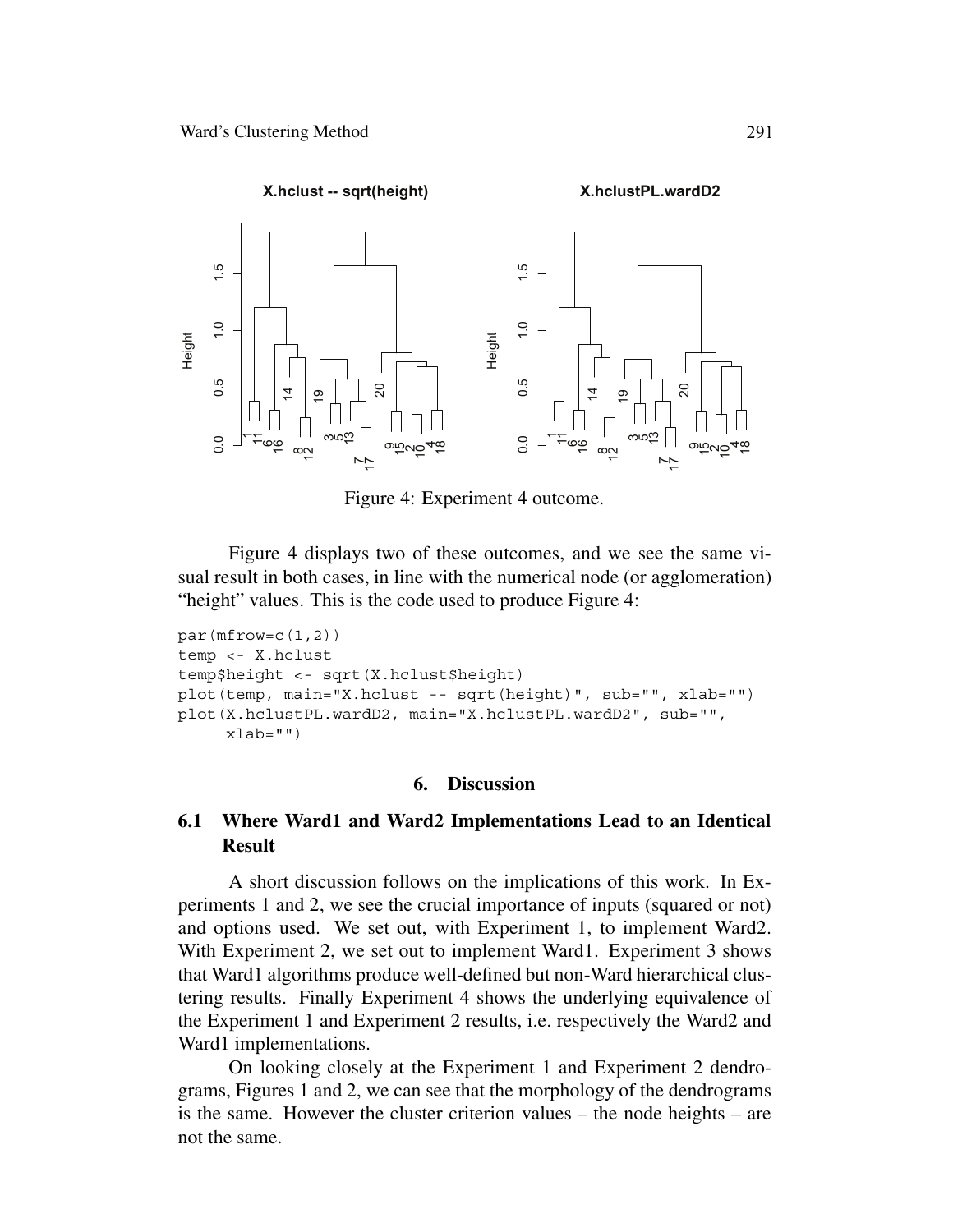Figure 4: Experiment 4 outcome.

Figure 4 displays two of these outcomes, and we see the same visual result in both cases, in line with the numerical node (or agglomeration) "height" values. This is the code used to produce Figure 4:

```
par(mfrow=c(1,2))
temp <- X.hclust
temp$height <- sqrt(X.hclust$height)
plot(temp, main="X.hclust -- sqrt(height)", sub="", xlab="")
plot(X.hclustPL.wardD2, main="X.hclustPL.wardD2", sub="",
     xlab="")
```

## 6. Discussion

### 6.1 Where Ward1 and Ward2 Implementations Lead to an Identical Result

A short discussion follows on the implications of this work. In Experiments 1 and 2, we see the crucial importance of inputs (squared or not) and options used. We set out, with Experiment 1, to implement Ward2. With Experiment 2, we set out to implement Ward1. Experiment 3 shows that Ward1 algorithms produce well-defined but non-Ward hierarchical clustering results. Finally Experiment 4 shows the underlying equivalence of the Experiment 1 and Experiment 2 results, i.e. respectively the Ward2 and Ward1 implementations.

On looking closely at the Experiment 1 and Experiment 2 dendrograms, Figures 1 and 2, we can see that the morphology of the dendrograms is the same. However the cluster criterion values – the node heights – are not the same.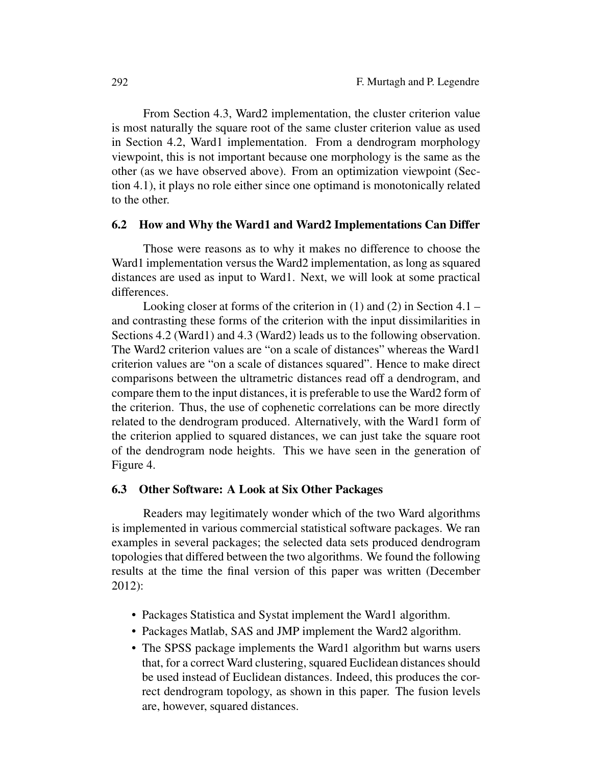From Section 4.3, Ward2 implementation, the cluster criterion value is most naturally the square root of the same cluster criterion value as used in Section 4.2, Ward1 implementation. From a dendrogram morphology viewpoint, this is not important because one morphology is the same as the other (as we have observed above). From an optimization viewpoint (Section 4.1), it plays no role either since one optimand is monotonically related to the other.

### 6.2 How and Why the Ward1 and Ward2 Implementations Can Differ

Those were reasons as to why it makes no difference to choose the Ward1 implementation versus the Ward2 implementation, as long as squared distances are used as input to Ward1. Next, we will look at some practical differences.

Looking closer at forms of the criterion in (1) and (2) in Section 4.1 – and contrasting these forms of the criterion with the input dissimilarities in Sections 4.2 (Ward1) and 4.3 (Ward2) leads us to the following observation. The Ward2 criterion values are "on a scale of distances" whereas the Ward1 criterion values are "on a scale of distances squared". Hence to make direct comparisons between the ultrametric distances read off a dendrogram, and compare them to the input distances, it is preferable to use the Ward2 form of the criterion. Thus, the use of cophenetic correlations can be more directly related to the dendrogram produced. Alternatively, with the Ward1 form of the criterion applied to squared distances, we can just take the square root of the dendrogram node heights. This we have seen in the generation of Figure 4.

### 6.3 Other Software: A Look at Six Other Packages

Readers may legitimately wonder which of the two Ward algorithms is implemented in various commercial statistical software packages. We ran examples in several packages; the selected data sets produced dendrogram topologies that differed between the two algorithms. We found the following results at the time the final version of this paper was written (December 2012):

- Packages Statistica and Systat implement the Ward1 algorithm.
- Packages Matlab, SAS and JMP implement the Ward2 algorithm.
- The SPSS package implements the Ward1 algorithm but warns users that, for a correct Ward clustering, squared Euclidean distances should be used instead of Euclidean distances. Indeed, this produces the correct dendrogram topology, as shown in this paper. The fusion levels are, however, squared distances.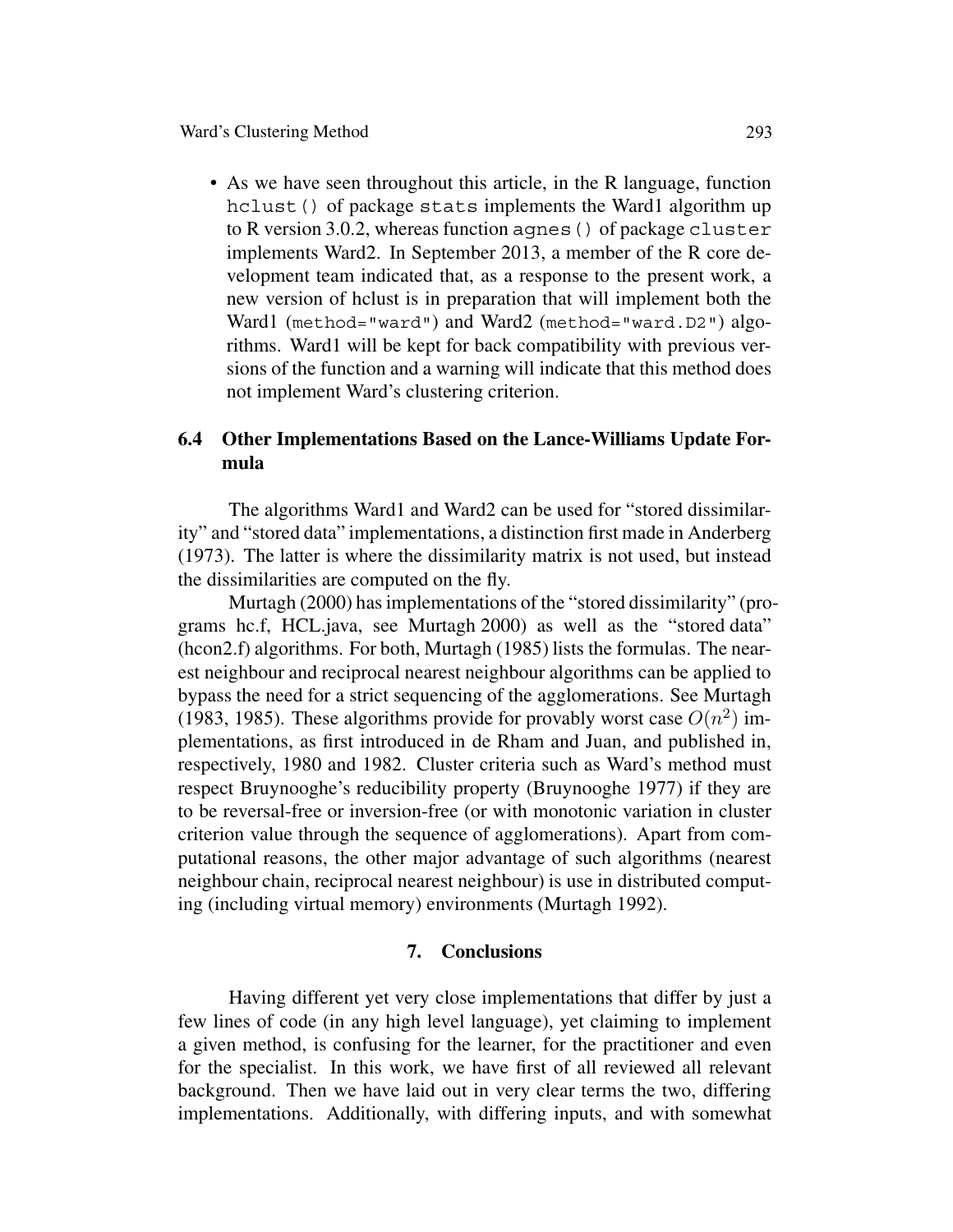- As we have seen throughout this article, in the R language, function `hclust()` of package `stats` implements the Ward1 algorithm up to R version 3.0.2, whereas function `agnes()` of package `cluster` implements Ward2. In September 2013, a member of the R core development team indicated that, as a response to the present work, a new version of hclust is in preparation that will implement both the Ward1 (`method="ward"`) and Ward2 (`method="ward.D2"`) algorithms. Ward1 will be kept for back compatibility with previous versions of the function and a warning will indicate that this method does not implement Ward's clustering criterion.

### 6.4 Other Implementations Based on the Lance-Williams Update Formula

The algorithms Ward1 and Ward2 can be used for "stored dissimilarity" and "stored data" implementations, a distinction first made in Anderberg (1973). The latter is where the dissimilarity matrix is not used, but instead the dissimilarities are computed on the fly.

Murtagh (2000) has implementations of the "stored dissimilarity" (programs hc.f, HCL.java, see Murtagh 2000) as well as the "stored data" (hcon2.f) algorithms. For both, Murtagh (1985) lists the formulas. The nearest neighbour and reciprocal nearest neighbour algorithms can be applied to bypass the need for a strict sequencing of the agglomerations. See Murtagh (1983, 1985). These algorithms provide for provably worst case $O(n^2)$ implementations, as first introduced in de Rham and Juan, and published in, respectively, 1980 and 1982. Cluster criteria such as Ward's method must respect Bruynooghe's reducibility property (Bruynooghe 1977) if they are to be reversal-free or inversion-free (or with monotonic variation in cluster criterion value through the sequence of agglomerations). Apart from computational reasons, the other major advantage of such algorithms (nearest neighbour chain, reciprocal nearest neighbour) is use in distributed computing (including virtual memory) environments (Murtagh 1992).

## 7. Conclusions

Having different yet very close implementations that differ by just a few lines of code (in any high level language), yet claiming to implement a given method, is confusing for the learner, for the practitioner and even for the specialist. In this work, we have first of all reviewed all relevant background. Then we have laid out in very clear terms the two, differing implementations. Additionally, with differing inputs, and with somewhat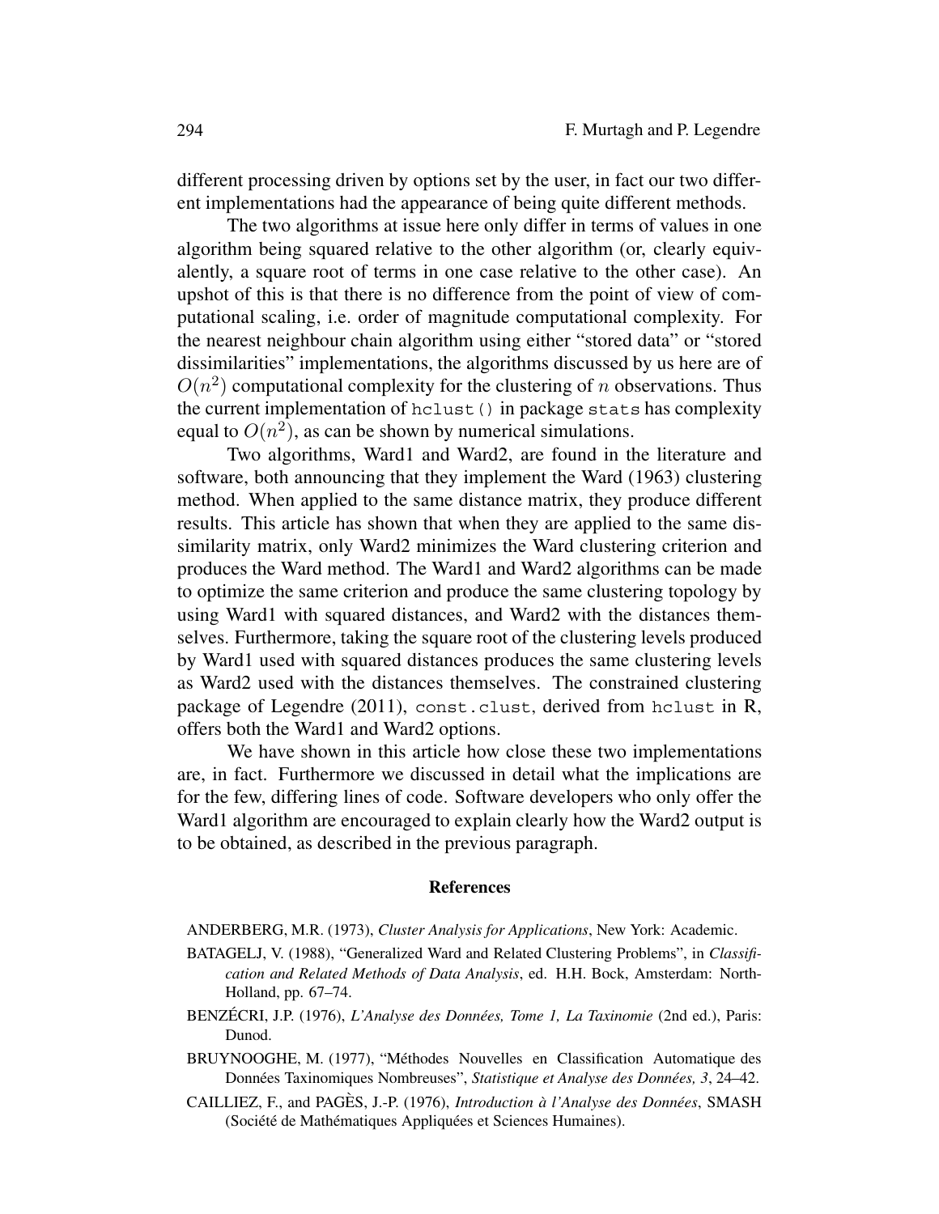different processing driven by options set by the user, in fact our two different implementations had the appearance of being quite different methods.

The two algorithms at issue here only differ in terms of values in one algorithm being squared relative to the other algorithm (or, clearly equivalently, a square root of terms in one case relative to the other case). An upshot of this is that there is no difference from the point of view of computational scaling, i.e. order of magnitude computational complexity. For the nearest neighbour chain algorithm using either "stored data" or "stored dissimilarities" implementations, the algorithms discussed by us here are of $O(n^2)$ computational complexity for the clustering of $n$ observations. Thus the current implementation of `hclust()` in package `stats` has complexity equal to $O(n^2)$, as can be shown by numerical simulations.

Two algorithms, Ward1 and Ward2, are found in the literature and software, both announcing that they implement the Ward (1963) clustering method. When applied to the same distance matrix, they produce different results. This article has shown that when they are applied to the same dissimilarity matrix, only Ward2 minimizes the Ward clustering criterion and produces the Ward method. The Ward1 and Ward2 algorithms can be made to optimize the same criterion and produce the same clustering topology by using Ward1 with squared distances, and Ward2 with the distances themselves. Furthermore, taking the square root of the clustering levels produced by Ward1 used with squared distances produces the same clustering levels as Ward2 used with the distances themselves. The constrained clustering package of Legendre (2011), `const.clust`, derived from `hclust` in R, offers both the Ward1 and Ward2 options.

We have shown in this article how close these two implementations are, in fact. Furthermore we discussed in detail what the implications are for the few, differing lines of code. Software developers who only offer the Ward1 algorithm are encouraged to explain clearly how the Ward2 output is to be obtained, as described in the previous paragraph.

## References

ANDERBERG, M.R. (1973), *Cluster Analysis for Applications*, New York: Academic.

BATAGELJ, V. (1988), "Generalized Ward and Related Clustering Problems", in *Classification and Related Methods of Data Analysis*, ed. H.H. Bock, Amsterdam: North-Holland, pp. 67–74.

BENZÉCRI, J.P. (1976), *L'Analyse des Données, Tome 1, La Taxinomie* (2nd ed.), Paris: Dunod.

BRUYNOOGHE, M. (1977), "Méthodes Nouvelles en Classification Automatique des Données Taxinomiques Nombreuses", *Statistique et Analyse des Données, 3*, 24–42.

CAILLIEZ, F., and PAGÈS, J.-P. (1976), *Introduction à l'Analyse des Données*, SMASH (Société de Mathématiques Appliquées et Sciences Humaines).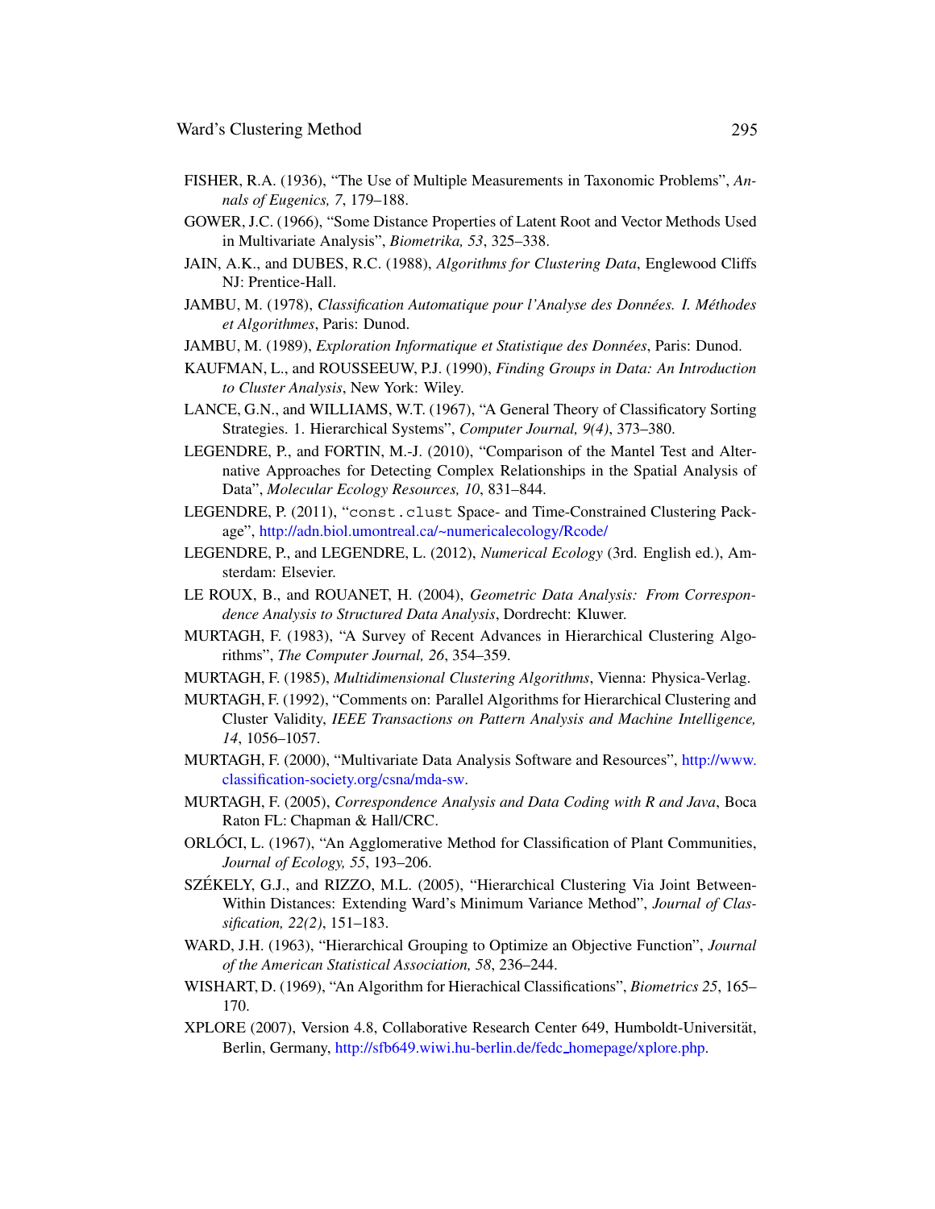FISHER, R.A. (1936), "The Use of Multiple Measurements in Taxonomic Problems", *Annals of Eugenics, 7*, 179–188.

GOWER, J.C. (1966), "Some Distance Properties of Latent Root and Vector Methods Used in Multivariate Analysis", *Biometrika, 53*, 325–338.

JAIN, A.K., and DUBES, R.C. (1988), *Algorithms for Clustering Data*, Englewood Cliffs NJ: Prentice-Hall.

JAMBU, M. (1978), *Classification Automatique pour l'Analyse des Données. I. Méthodes et Algorithmes*, Paris: Dunod.

JAMBU, M. (1989), *Exploration Informatique et Statistique des Données*, Paris: Dunod.

KAUFMAN, L., and ROUSSEEUW, P.J. (1990), *Finding Groups in Data: An Introduction to Cluster Analysis*, New York: Wiley.

LANCE, G.N., and WILLIAMS, W.T. (1967), "A General Theory of Classificatory Sorting Strategies. 1. Hierarchical Systems", *Computer Journal, 9(4)*, 373–380.

LEGENDRE, P., and FORTIN, M.-J. (2010), "Comparison of the Mantel Test and Alternative Approaches for Detecting Complex Relationships in the Spatial Analysis of Data", *Molecular Ecology Resources, 10*, 831–844.

LEGENDRE, P. (2011), "`const.clust` Space- and Time-Constrained Clustering Package", http://adn.biol.umontreal.ca/~numericalecology/Rcode/

LEGENDRE, P., and LEGENDRE, L. (2012), *Numerical Ecology* (3rd. English ed.), Amsterdam: Elsevier.

LE ROUX, B., and ROUANET, H. (2004), *Geometric Data Analysis: From Correspondence Analysis to Structured Data Analysis*, Dordrecht: Kluwer.

MURTAGH, F. (1983), "A Survey of Recent Advances in Hierarchical Clustering Algorithms", *The Computer Journal, 26*, 354–359.

MURTAGH, F. (1985), *Multidimensional Clustering Algorithms*, Vienna: Physica-Verlag.

MURTAGH, F. (1992), "Comments on: Parallel Algorithms for Hierarchical Clustering and Cluster Validity, *IEEE Transactions on Pattern Analysis and Machine Intelligence, 14*, 1056–1057.

MURTAGH, F. (2000), "Multivariate Data Analysis Software and Resources", http://www.classification-society.org/csna/mda-sw.

MURTAGH, F. (2005), *Correspondence Analysis and Data Coding with R and Java*, Boca Raton FL: Chapman & Hall/CRC.

ORLÓCI, L. (1967), "An Agglomerative Method for Classification of Plant Communities, *Journal of Ecology, 55*, 193–206.

SZÉKELY, G.J., and RIZZO, M.L. (2005), "Hierarchical Clustering Via Joint Between-Within Distances: Extending Ward's Minimum Variance Method", *Journal of Classification, 22(2)*, 151–183.

WARD, J.H. (1963), "Hierarchical Grouping to Optimize an Objective Function", *Journal of the American Statistical Association, 58*, 236–244.

WISHART, D. (1969), "An Algorithm for Hierachical Classifications", *Biometrics 25*, 165–170.

XPLORE (2007), Version 4.8, Collaborative Research Center 649, Humboldt-Universität, Berlin, Germany, http://sfb649.wiwi.hu-berlin.de/fedc_homepage/xplore.php.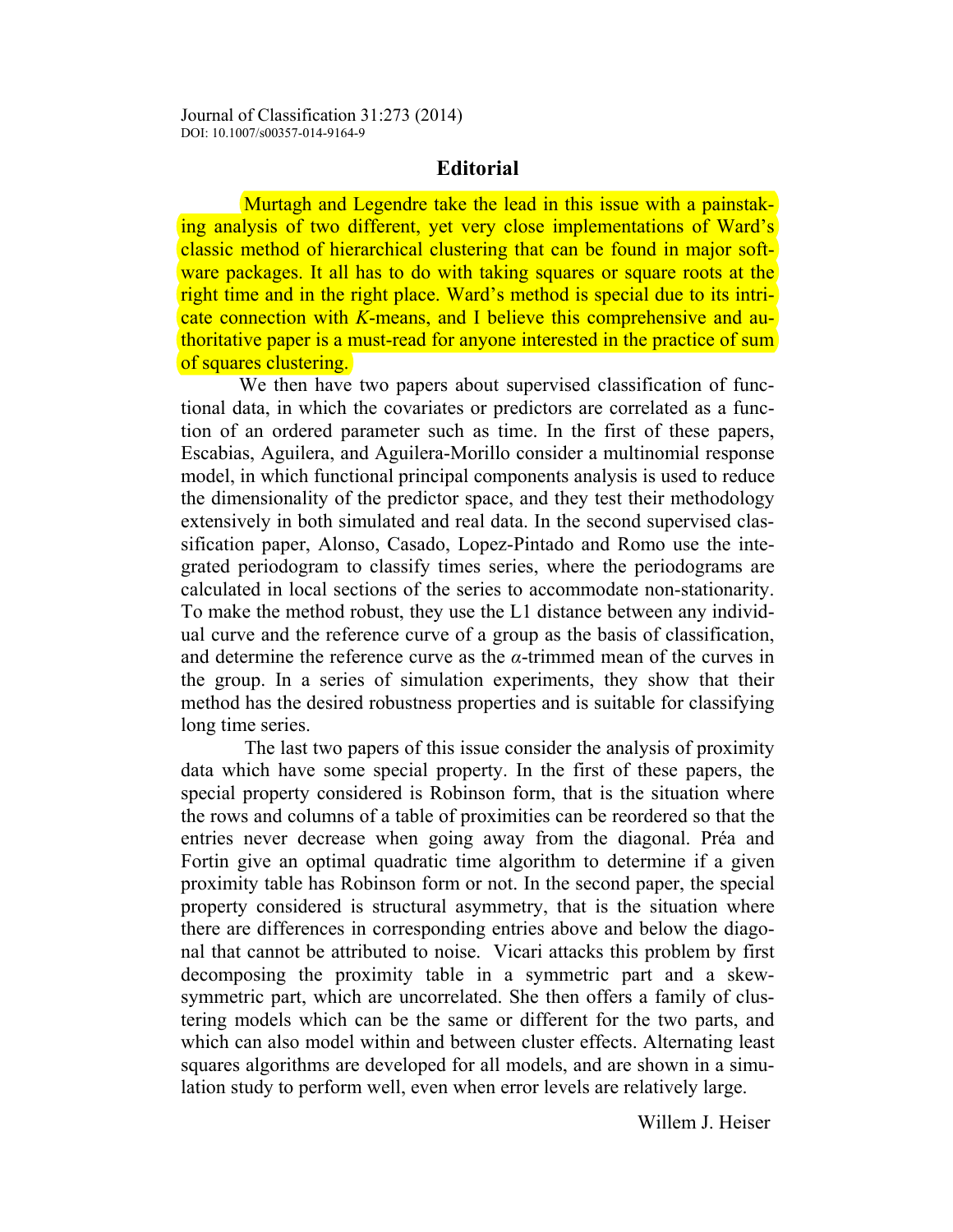Journal of Classification 31:273 (2014)
DOI: 10.1007/s00357-014-9164-9

## Editorial

Murtagh and Legendre take the lead in this issue with a painstaking analysis of two different, yet very close implementations of Ward's classic method of hierarchical clustering that can be found in major software packages. It all has to do with taking squares or square roots at the right time and in the right place. Ward's method is special due to its intricate connection with *K*-means, and I believe this comprehensive and authoritative paper is a must-read for anyone interested in the practice of sum of squares clustering.

We then have two papers about supervised classification of functional data, in which the covariates or predictors are correlated as a function of an ordered parameter such as time. In the first of these papers, Escabias, Aguilera, and Aguilera-Morillo consider a multinomial response model, in which functional principal components analysis is used to reduce the dimensionality of the predictor space, and they test their methodology extensively in both simulated and real data. In the second supervised classification paper, Alonso, Casado, Lopez-Pintado and Romo use the integrated periodogram to classify times series, where the periodograms are calculated in local sections of the series to accommodate non-stationarity. To make the method robust, they use the L1 distance between any individual curve and the reference curve of a group as the basis of classification, and determine the reference curve as the $\alpha$-trimmed mean of the curves in the group. In a series of simulation experiments, they show that their method has the desired robustness properties and is suitable for classifying long time series.

The last two papers of this issue consider the analysis of proximity data which have some special property. In the first of these papers, the special property considered is Robinson form, that is the situation where the rows and columns of a table of proximities can be reordered so that the entries never decrease when going away from the diagonal. Préa and Fortin give an optimal quadratic time algorithm to determine if a given proximity table has Robinson form or not. In the second paper, the special property considered is structural asymmetry, that is the situation where there are differences in corresponding entries above and below the diagonal that cannot be attributed to noise. Vicari attacks this problem by first decomposing the proximity table in a symmetric part and a skew-symmetric part, which are uncorrelated. She then offers a family of clustering models which can be the same or different for the two parts, and which can also model within and between cluster effects. Alternating least squares algorithms are developed for all models, and are shown in a simulation study to perform well, even when error levels are relatively large.

Willem J. Heiser